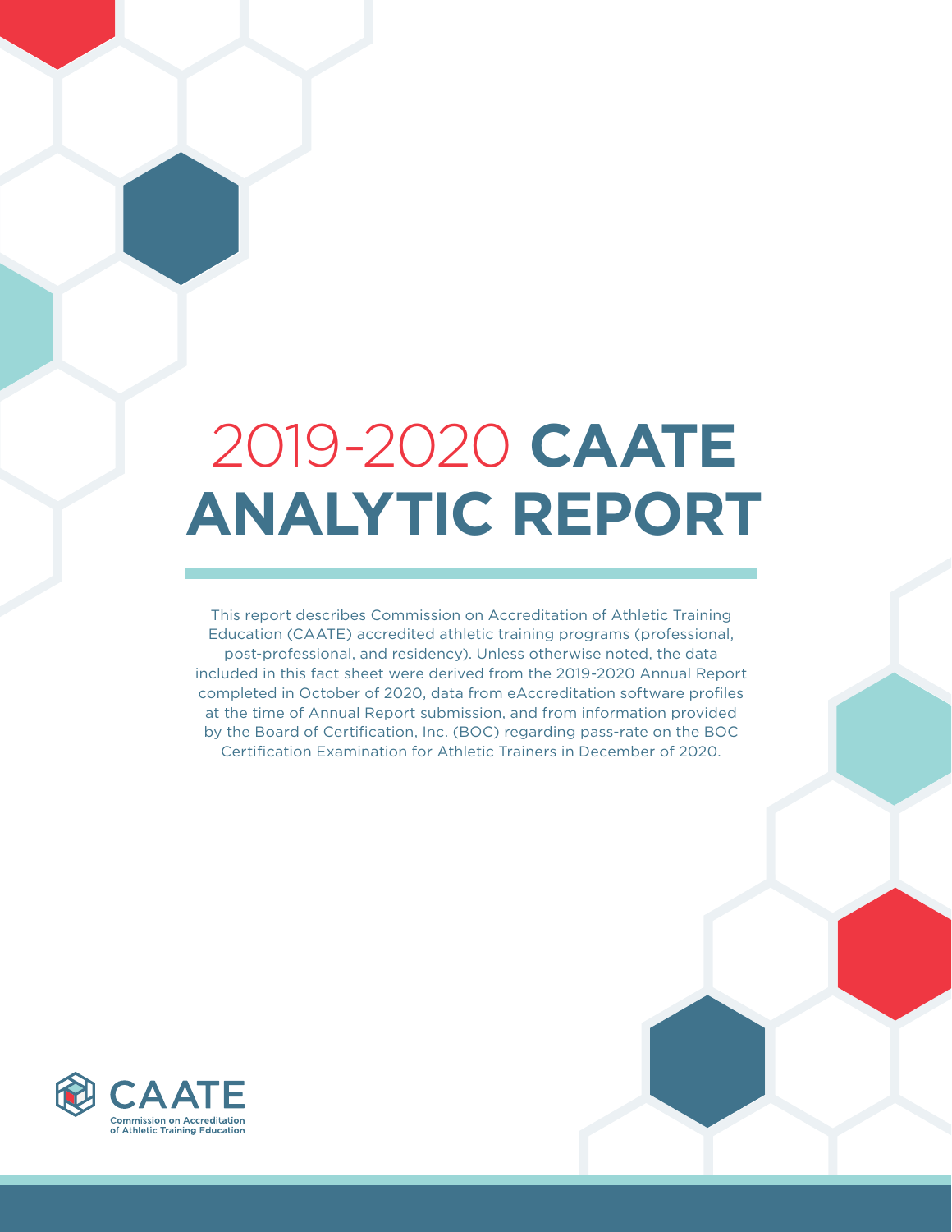# 2019-2020 CAATE ANALYTIC REPORT

This report describes Commission on Accreditation of Athletic Training Education (CAATE) accredited athletic training programs (professional, post-professional, and residency). Unless otherwise noted, the data included in this fact sheet were derived from the 2019-2020 Annual Report completed in October of 2020, data from eAccreditation software profiles at the time of Annual Report submission, and from information provided by the Board of Certification, Inc. (BOC) regarding pass-rate on the BOC Certification Examination for Athletic Trainers in December of 2020.

CAATE
Commission on Accreditation of Athletic Training Education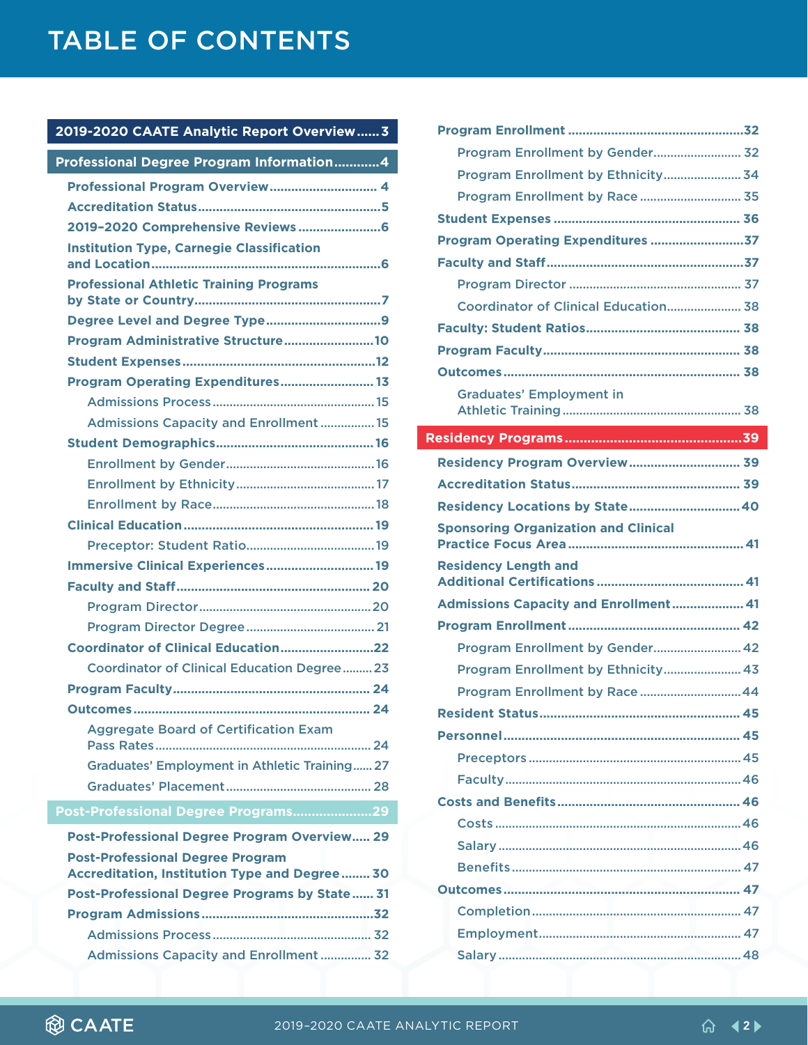# TABLE OF CONTENTS

**2019-2020 CAATE Analytic Report Overview** ...... 3

**Professional Degree Program Information** ............ 4

- **Professional Program Overview** ............ 4
- **Accreditation Status** ............ 5
- **2019–2020 Comprehensive Reviews** ............ 6
- **Institution Type, Carnegie Classification and Location** ............ 6
- **Professional Athletic Training Programs by State or Country** ............ 7
- **Degree Level and Degree Type** ............ 9
- **Program Administrative Structure** ............ 10
- **Student Expenses** ............ 12
- **Program Operating Expenditures** ............ 13
  - Admissions Process ............ 15
  - Admissions Capacity and Enrollment ............ 15
- **Student Demographics** ............ 16
  - Enrollment by Gender ............ 16
  - Enrollment by Ethnicity ............ 17
  - Enrollment by Race ............ 18
- **Clinical Education** ............ 19
  - Preceptor: Student Ratio ............ 19
- **Immersive Clinical Experiences** ............ 19
- **Faculty and Staff** ............ 20
  - Program Director ............ 20
  - Program Director Degree ............ 21
- **Coordinator of Clinical Education** ............ 22
  - Coordinator of Clinical Education Degree ............ 23
- **Program Faculty** ............ 24
- **Outcomes** ............ 24
  - Aggregate Board of Certification Exam Pass Rates ............ 24
  - Graduates' Employment in Athletic Training ...... 27
  - Graduates' Placement ............ 28

**Post-Professional Degree Programs** ............ 29

- **Post-Professional Degree Program Overview** ..... 29
- **Post-Professional Degree Program Accreditation, Institution Type and Degree** ........ 30
- **Post-Professional Degree Programs by State** ...... 31
- **Program Admissions** ............ 32
  - Admissions Process ............ 32
  - Admissions Capacity and Enrollment ............ 32
- **Program Enrollment** ............ 32
  - Program Enrollment by Gender ............ 32
  - Program Enrollment by Ethnicity ............ 34
  - Program Enrollment by Race ............ 35
- **Student Expenses** ............ 36
- **Program Operating Expenditures** ............ 37
- **Faculty and Staff** ............ 37
  - Program Director ............ 37
  - Coordinator of Clinical Education ............ 38
- **Faculty: Student Ratios** ............ 38
- **Program Faculty** ............ 38
- **Outcomes** ............ 38
  - Graduates' Employment in Athletic Training ............ 38

**Residency Programs** ............ 39

- **Residency Program Overview** ............ 39
- **Accreditation Status** ............ 39
- **Residency Locations by State** ............ 40
- **Sponsoring Organization and Clinical Practice Focus Area** ............ 41
- **Residency Length and Additional Certifications** ............ 41
- **Admissions Capacity and Enrollment** ............ 41
- **Program Enrollment** ............ 42
  - Program Enrollment by Gender ............ 42
  - Program Enrollment by Ethnicity ............ 43
  - Program Enrollment by Race ............ 44
- **Resident Status** ............ 45
- **Personnel** ............ 45
  - Preceptors ............ 45
  - Faculty ............ 46
- **Costs and Benefits** ............ 46
  - Costs ............ 46
  - Salary ............ 46
  - Benefits ............ 47
- **Outcomes** ............ 47
  - Completion ............ 47
  - Employment ............ 47
  - Salary ............ 48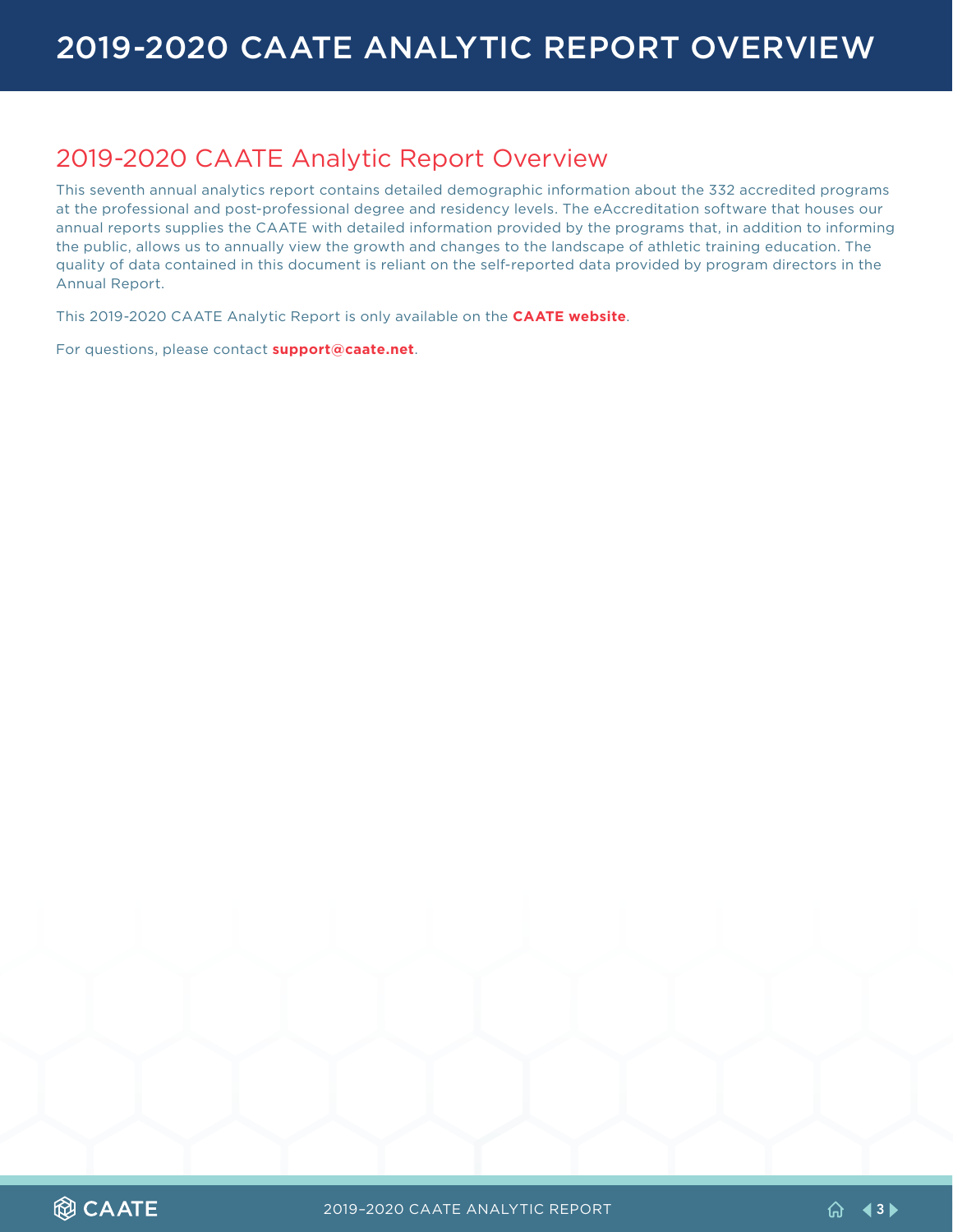# 2019-2020 CAATE ANALYTIC REPORT OVERVIEW

## 2019-2020 CAATE Analytic Report Overview

This seventh annual analytics report contains detailed demographic information about the 332 accredited programs at the professional and post-professional degree and residency levels. The eAccreditation software that houses our annual reports supplies the CAATE with detailed information provided by the programs that, in addition to informing the public, allows us to annually view the growth and changes to the landscape of athletic training education. The quality of data contained in this document is reliant on the self-reported data provided by program directors in the Annual Report.

This 2019-2020 CAATE Analytic Report is only available on the **CAATE website**.

For questions, please contact **support@caate.net**.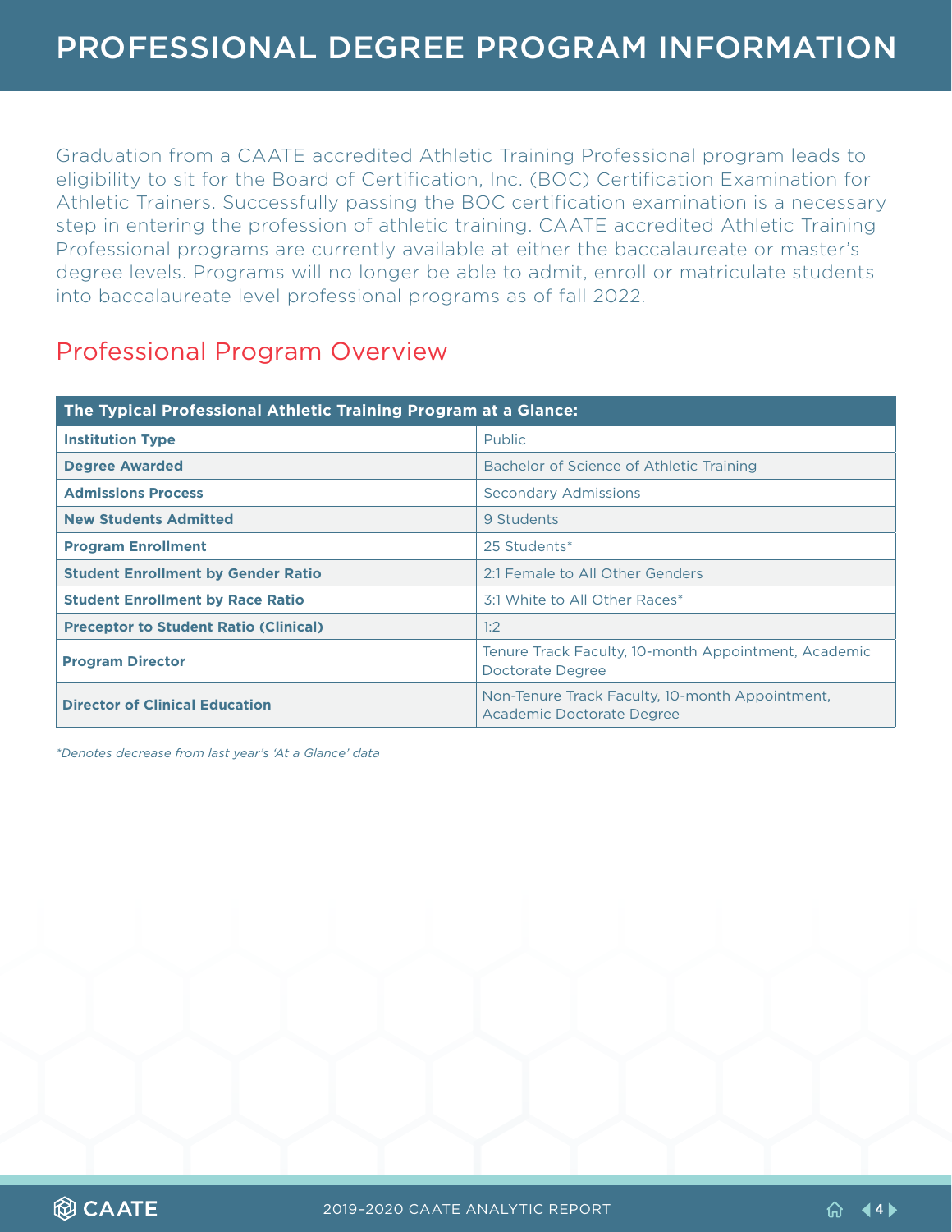# PROFESSIONAL DEGREE PROGRAM INFORMATION

Graduation from a CAATE accredited Athletic Training Professional program leads to eligibility to sit for the Board of Certification, Inc. (BOC) Certification Examination for Athletic Trainers. Successfully passing the BOC certification examination is a necessary step in entering the profession of athletic training. CAATE accredited Athletic Training Professional programs are currently available at either the baccalaureate or master's degree levels. Programs will no longer be able to admit, enroll or matriculate students into baccalaureate level professional programs as of fall 2022.

## Professional Program Overview

| The Typical Professional Athletic Training Program at a Glance: | |
|---|---|
| **Institution Type** | Public |
| **Degree Awarded** | Bachelor of Science of Athletic Training |
| **Admissions Process** | Secondary Admissions |
| **New Students Admitted** | 9 Students |
| **Program Enrollment** | 25 Students* |
| **Student Enrollment by Gender Ratio** | 2:1 Female to All Other Genders |
| **Student Enrollment by Race Ratio** | 3:1 White to All Other Races* |
| **Preceptor to Student Ratio (Clinical)** | 1:2 |
| **Program Director** | Tenure Track Faculty, 10-month Appointment, Academic Doctorate Degree |
| **Director of Clinical Education** | Non-Tenure Track Faculty, 10-month Appointment, Academic Doctorate Degree |

*\*Denotes decrease from last year's 'At a Glance' data*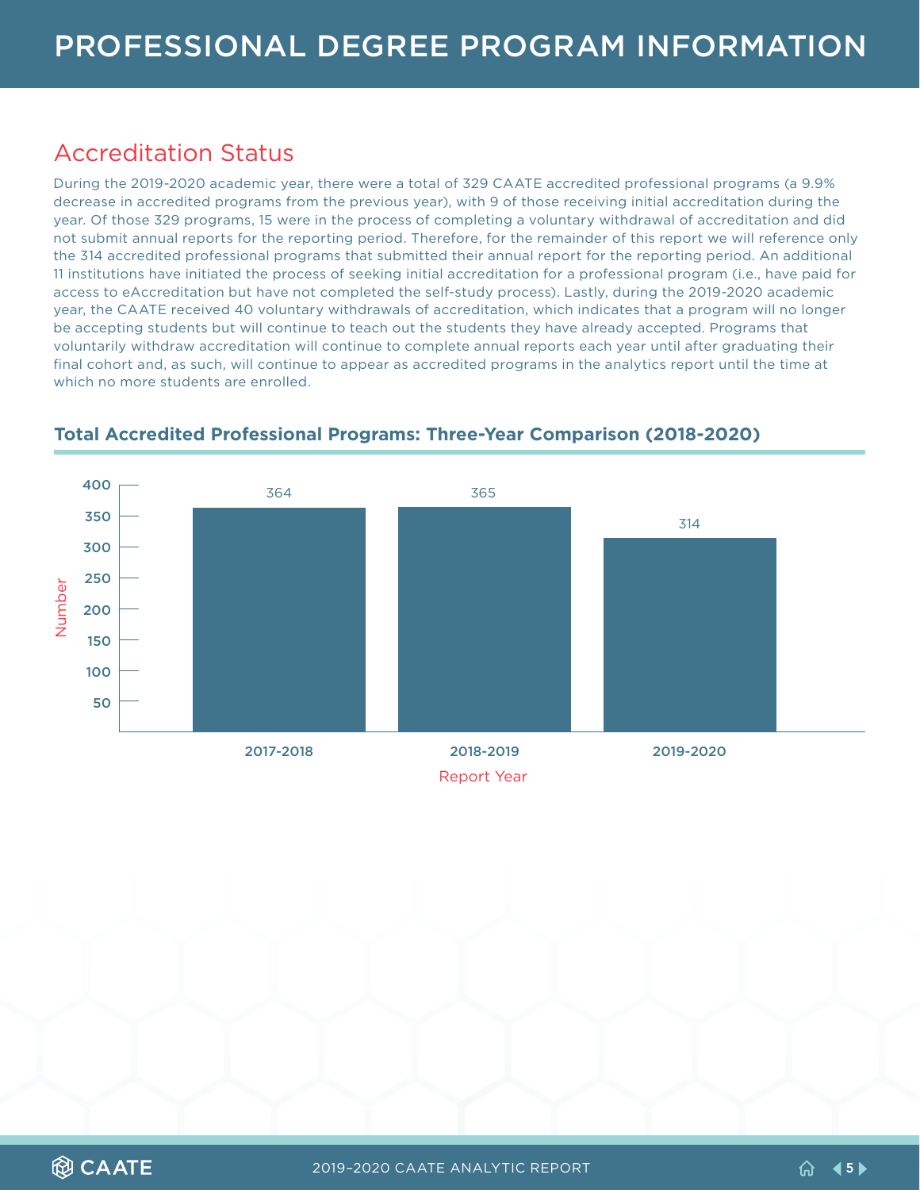# PROFESSIONAL DEGREE PROGRAM INFORMATION

## Accreditation Status

During the 2019-2020 academic year, there were a total of 329 CAATE accredited professional programs (a 9.9% decrease in accredited programs from the previous year), with 9 of those receiving initial accreditation during the year. Of those 329 programs, 15 were in the process of completing a voluntary withdrawal of accreditation and did not submit annual reports for the reporting period. Therefore, for the remainder of this report we will reference only the 314 accredited professional programs that submitted their annual report for the reporting period. An additional 11 institutions have initiated the process of seeking initial accreditation for a professional program (i.e., have paid for access to eAccreditation but have not completed the self-study process). Lastly, during the 2019-2020 academic year, the CAATE received 40 voluntary withdrawals of accreditation, which indicates that a program will no longer be accepting students but will continue to teach out the students they have already accepted. Programs that voluntarily withdraw accreditation will continue to complete annual reports each year until after graduating their final cohort and, as such, will continue to appear as accredited programs in the analytics report until the time at which no more students are enrolled.

### Total Accredited Professional Programs: Three-Year Comparison (2018-2020)

| Report Year | Number |
| --- | --- |
| 2017-2018 | 364 |
| 2018-2019 | 365 |
| 2019-2020 | 314 |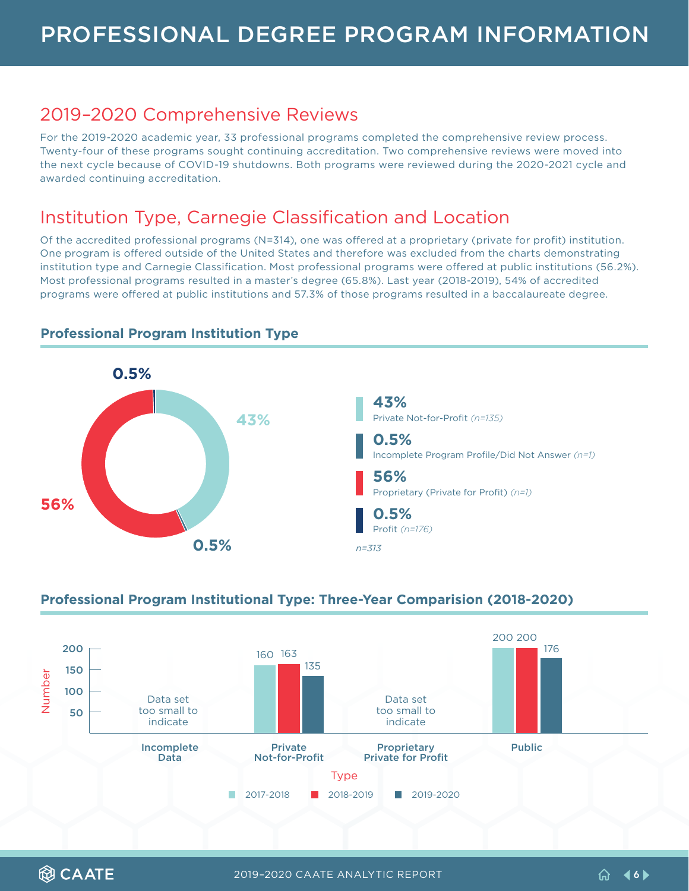# PROFESSIONAL DEGREE PROGRAM INFORMATION

## 2019–2020 Comprehensive Reviews

For the 2019-2020 academic year, 33 professional programs completed the comprehensive review process. Twenty-four of these programs sought continuing accreditation. Two comprehensive reviews were moved into the next cycle because of COVID-19 shutdowns. Both programs were reviewed during the 2020-2021 cycle and awarded continuing accreditation.

## Institution Type, Carnegie Classification and Location

Of the accredited professional programs (N=314), one was offered at a proprietary (private for profit) institution. One program is offered outside of the United States and therefore was excluded from the charts demonstrating institution type and Carnegie Classification. Most professional programs were offered at public institutions (56.2%). Most professional programs resulted in a master's degree (65.8%). Last year (2018-2019), 54% of accredited programs were offered at public institutions and 57.3% of those programs resulted in a baccalaureate degree.

### Professional Program Institution Type

| Percentage | Type |
|---|---|
| 43% | Private Not-for-Profit *(n=135)* |
| 0.5% | Incomplete Program Profile/Did Not Answer *(n=1)* |
| 56% | Proprietary (Private for Profit) *(n=1)* |
| 0.5% | Profit *(n=176)* |

*n=313*

### Professional Program Institutional Type: Three-Year Comparision (2018-2020)

| Type | 2017-2018 | 2018-2019 | 2019-2020 |
|---|---|---|---|
| Incomplete Data | Data set too small to indicate | | |
| Private Not-for-Profit | 160 | 163 | 135 |
| Proprietary Private for Profit | Data set too small to indicate | | |
| Public | 200 | 200 | 176 |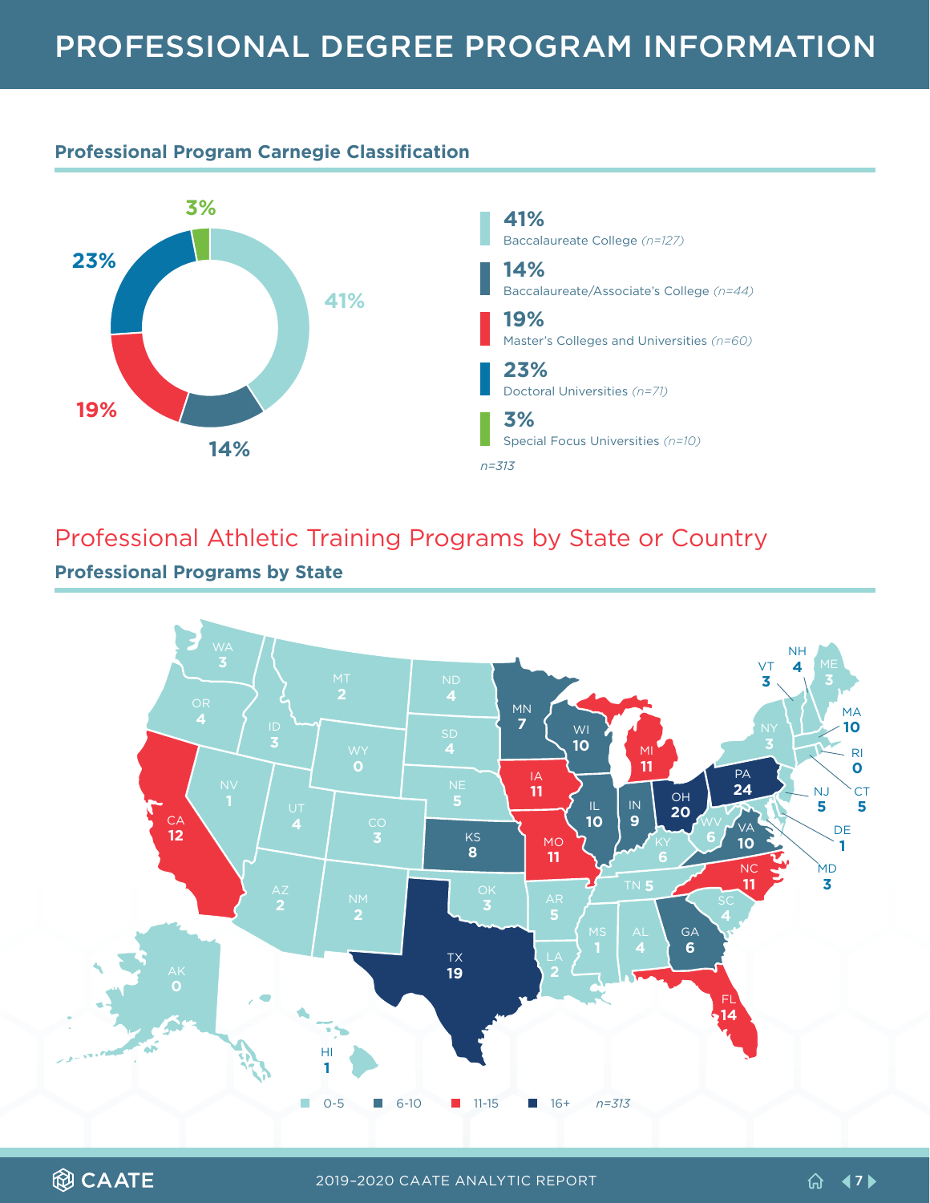# PROFESSIONAL DEGREE PROGRAM INFORMATION

## Professional Program Carnegie Classification

| Percentage | Classification |
| --- | --- |
| 41% | Baccalaureate College *(n=127)* |
| 14% | Baccalaureate/Associate's College *(n=44)* |
| 19% | Master's Colleges and Universities *(n=60)* |
| 23% | Doctoral Universities *(n=71)* |
| 3% | Special Focus Universities *(n=10)* |

*n=313*

## Professional Athletic Training Programs by State or Country

### Professional Programs by State

| State | Programs |
| --- | --- |
| WA | 3 |
| OR | 4 |
| CA | 12 |
| ID | 3 |
| NV | 1 |
| MT | 2 |
| WY | 0 |
| UT | 4 |
| AZ | 2 |
| CO | 3 |
| NM | 2 |
| ND | 4 |
| SD | 4 |
| NE | 5 |
| KS | 8 |
| OK | 3 |
| TX | 19 |
| MN | 7 |
| IA | 11 |
| MO | 11 |
| AR | 5 |
| LA | 2 |
| WI | 10 |
| IL | 10 |
| MI | 11 |
| IN | 9 |
| OH | 20 |
| KY | 6 |
| TN | 5 |
| MS | 1 |
| AL | 4 |
| GA | 6 |
| FL | 14 |
| SC | 4 |
| NC | 11 |
| VA | 10 |
| WV | 6 |
| PA | 24 |
| NY | 3 |
| VT | 3 |
| NH | 4 |
| ME | 3 |
| MA | 10 |
| RI | 0 |
| CT | 5 |
| NJ | 5 |
| DE | 1 |
| MD | 3 |
| AK | 0 |
| HI | 1 |

Legend: 0-5, 6-10, 11-15, 16+ — *n=313*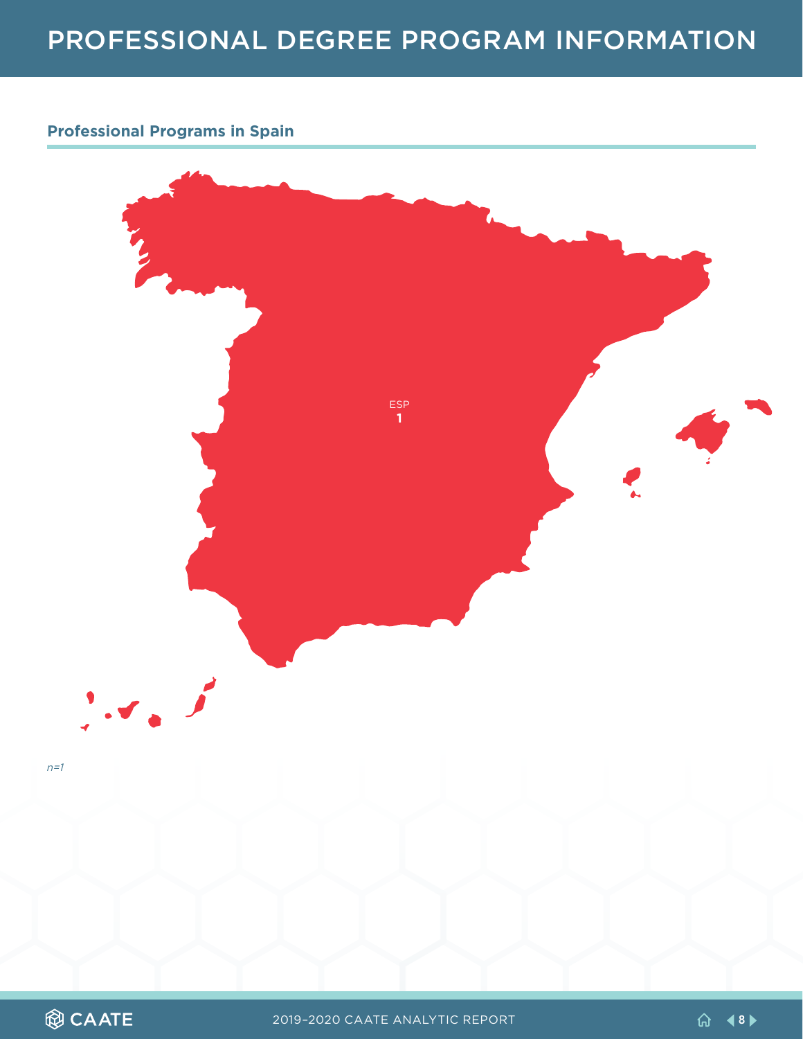# PROFESSIONAL DEGREE PROGRAM INFORMATION

## Professional Programs in Spain

ESP
**1**

*n=1*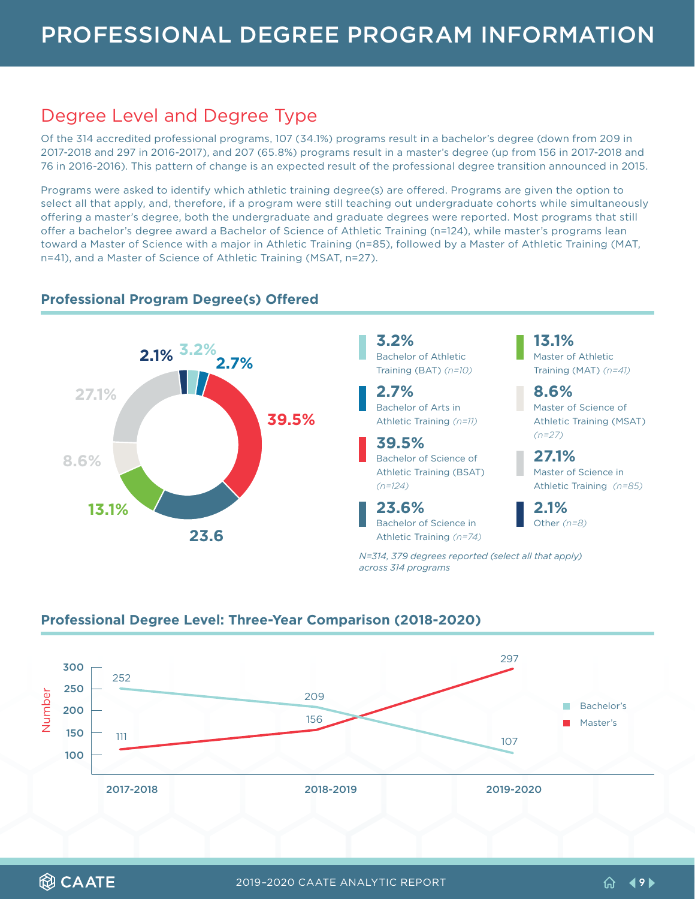# PROFESSIONAL DEGREE PROGRAM INFORMATION

## Degree Level and Degree Type

Of the 314 accredited professional programs, 107 (34.1%) programs result in a bachelor's degree (down from 209 in 2017-2018 and 297 in 2016-2017), and 207 (65.8%) programs result in a master's degree (up from 156 in 2017-2018 and 76 in 2016-2016). This pattern of change is an expected result of the professional degree transition announced in 2015.

Programs were asked to identify which athletic training degree(s) are offered. Programs are given the option to select all that apply, and, therefore, if a program were still teaching out undergraduate cohorts while simultaneously offering a master's degree, both the undergraduate and graduate degrees were reported. Most programs that still offer a bachelor's degree award a Bachelor of Science of Athletic Training (n=124), while master's programs lean toward a Master of Science with a major in Athletic Training (n=85), followed by a Master of Athletic Training (MAT, n=41), and a Master of Science of Athletic Training (MSAT, n=27).

### Professional Program Degree(s) Offered

| Percentage | Degree |
|---|---|
| 3.2% | Bachelor of Athletic Training (BAT) *(n=10)* |
| 2.7% | Bachelor of Arts in Athletic Training *(n=11)* |
| 39.5% | Bachelor of Science of Athletic Training (BSAT) *(n=124)* |
| 23.6% | Bachelor of Science in Athletic Training *(n=74)* |
| 13.1% | Master of Athletic Training (MAT) *(n=41)* |
| 8.6% | Master of Science of Athletic Training (MSAT) *(n=27)* |
| 27.1% | Master of Science in Athletic Training *(n=85)* |
| 2.1% | Other *(n=8)* |

*N=314, 379 degrees reported (select all that apply) across 314 programs*

### Professional Degree Level: Three-Year Comparison (2018-2020)

| Year | Bachelor's | Master's |
|---|---|---|
| 2017-2018 | 252 | 111 |
| 2018-2019 | 209 | 156 |
| 2019-2020 | 107 | 297 |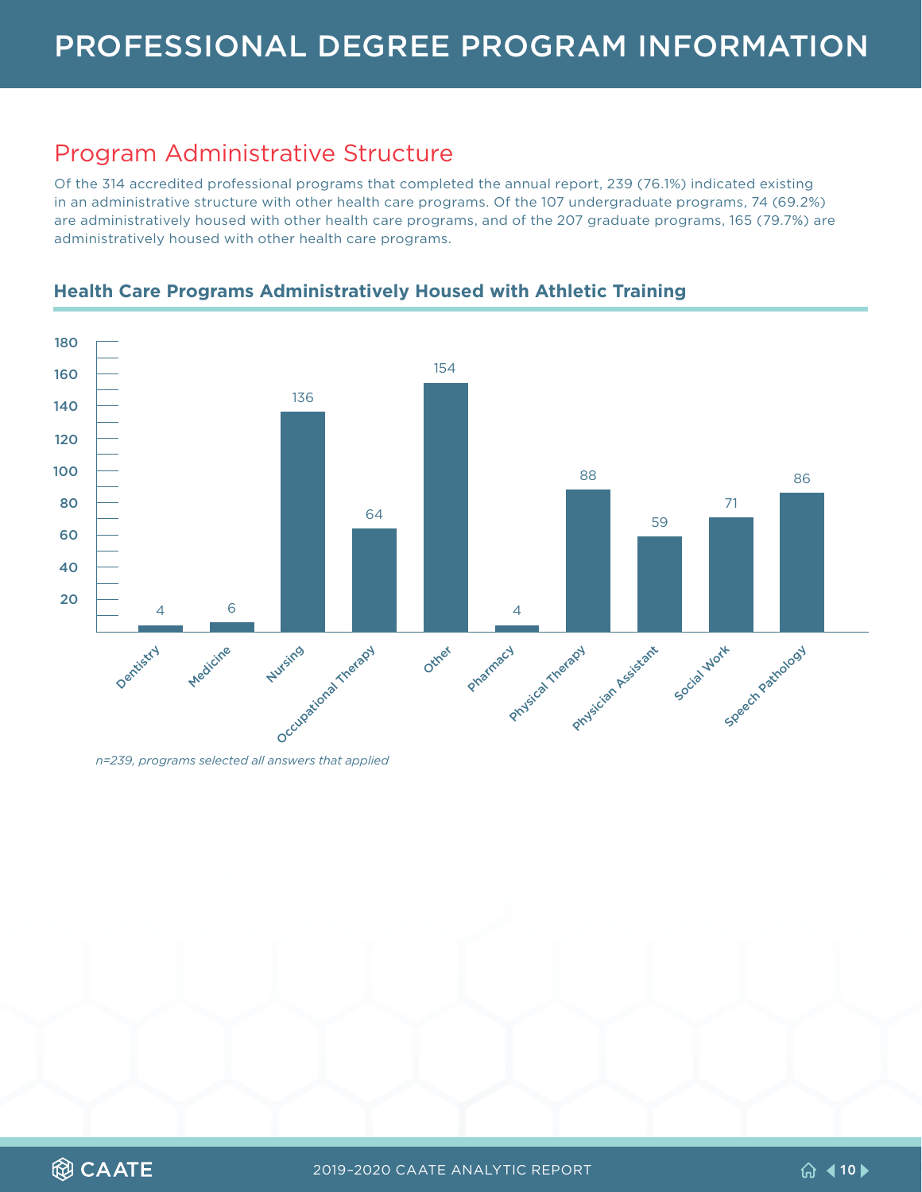# PROFESSIONAL DEGREE PROGRAM INFORMATION

## Program Administrative Structure

Of the 314 accredited professional programs that completed the annual report, 239 (76.1%) indicated existing in an administrative structure with other health care programs. Of the 107 undergraduate programs, 74 (69.2%) are administratively housed with other health care programs, and of the 207 graduate programs, 165 (79.7%) are administratively housed with other health care programs.

### Health Care Programs Administratively Housed with Athletic Training

| Program | Count |
| --- | --- |
| Dentistry | 4 |
| Medicine | 6 |
| Nursing | 136 |
| Occupational Therapy | 64 |
| Other | 154 |
| Pharmacy | 4 |
| Physical Therapy | 88 |
| Physician Assistant | 59 |
| Social Work | 71 |
| Speech Pathology | 86 |

*n=239, programs selected all answers that applied*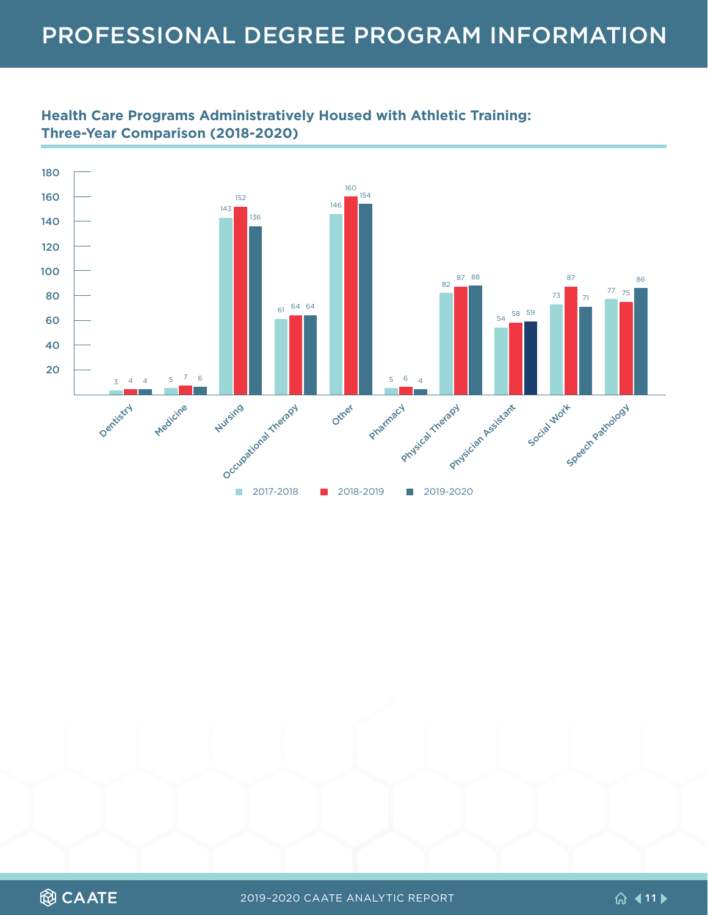# PROFESSIONAL DEGREE PROGRAM INFORMATION

## Health Care Programs Administratively Housed with Athletic Training: Three-Year Comparison (2018-2020)

| Program | 2017-2018 | 2018-2019 | 2019-2020 |
|---|---|---|---|
| Dentistry | 3 | 4 | 4 |
| Medicine | 5 | 7 | 6 |
| Nursing | 143 | 152 | 136 |
| Occupational Therapy | 61 | 64 | 64 |
| Other | 146 | 160 | 154 |
| Pharmacy | 5 | 6 | 4 |
| Physical Therapy | 82 | 87 | 88 |
| Physician Assistant | 54 | 58 | 59 |
| Social Work | 73 | 87 | 71 |
| Speech Pathology | 77 | 75 | 86 |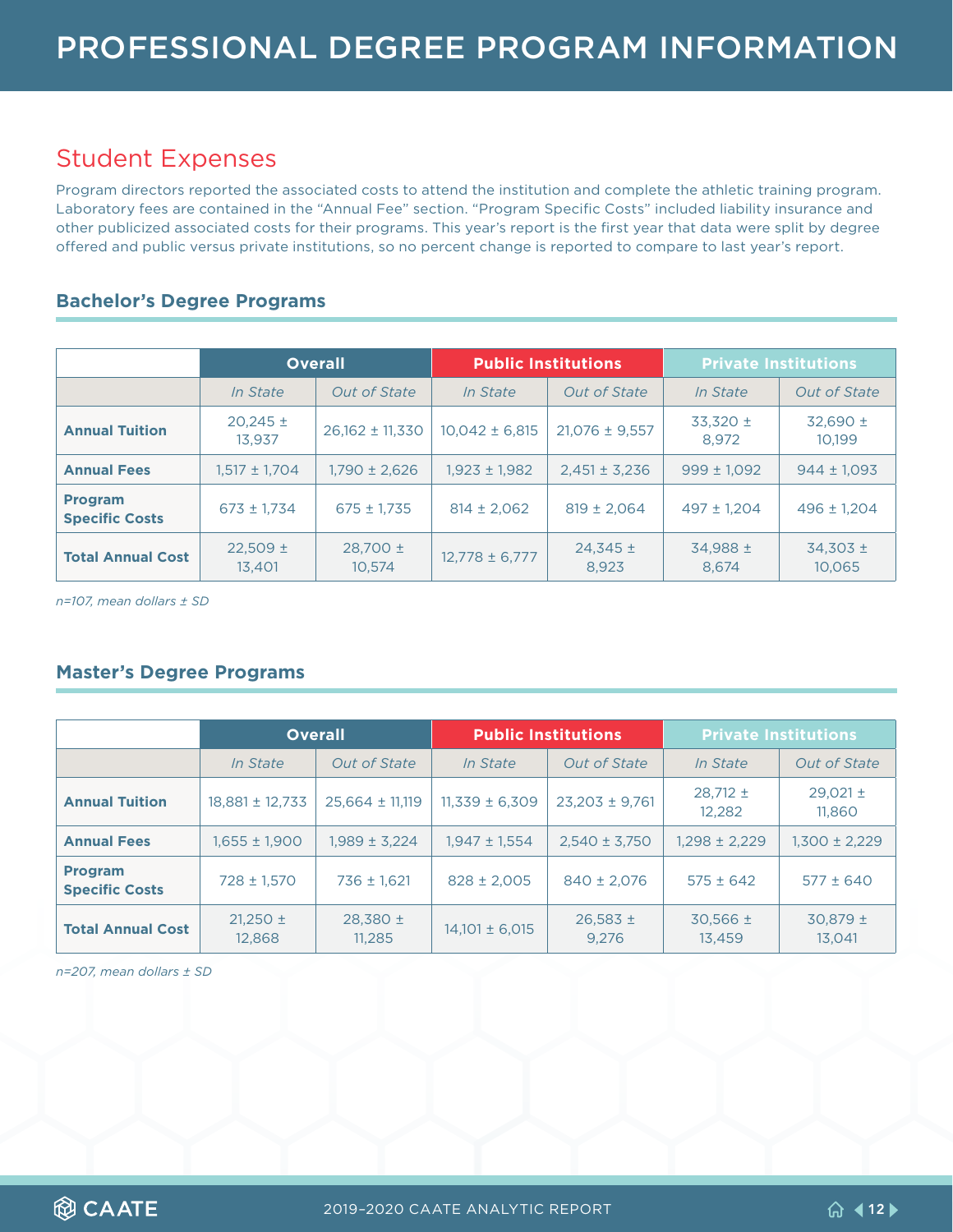# PROFESSIONAL DEGREE PROGRAM INFORMATION

## Student Expenses

Program directors reported the associated costs to attend the institution and complete the athletic training program. Laboratory fees are contained in the "Annual Fee" section. "Program Specific Costs" included liability insurance and other publicized associated costs for their programs. This year's report is the first year that data were split by degree offered and public versus private institutions, so no percent change is reported to compare to last year's report.

### Bachelor's Degree Programs

| | Overall | | Public Institutions | | Private Institutions | |
|---|---|---|---|---|---|---|
| | *In State* | *Out of State* | *In State* | *Out of State* | *In State* | *Out of State* |
| **Annual Tuition** | 20,245 ± 13,937 | 26,162 ± 11,330 | 10,042 ± 6,815 | 21,076 ± 9,557 | 33,320 ± 8,972 | 32,690 ± 10,199 |
| **Annual Fees** | 1,517 ± 1,704 | 1,790 ± 2,626 | 1,923 ± 1,982 | 2,451 ± 3,236 | 999 ± 1,092 | 944 ± 1,093 |
| **Program Specific Costs** | 673 ± 1,734 | 675 ± 1,735 | 814 ± 2,062 | 819 ± 2,064 | 497 ± 1,204 | 496 ± 1,204 |
| **Total Annual Cost** | 22,509 ± 13,401 | 28,700 ± 10,574 | 12,778 ± 6,777 | 24,345 ± 8,923 | 34,988 ± 8,674 | 34,303 ± 10,065 |

*n=107, mean dollars ± SD*

### Master's Degree Programs

| | Overall | | Public Institutions | | Private Institutions | |
|---|---|---|---|---|---|---|
| | *In State* | *Out of State* | *In State* | *Out of State* | *In State* | *Out of State* |
| **Annual Tuition** | 18,881 ± 12,733 | 25,664 ± 11,119 | 11,339 ± 6,309 | 23,203 ± 9,761 | 28,712 ± 12,282 | 29,021 ± 11,860 |
| **Annual Fees** | 1,655 ± 1,900 | 1,989 ± 3,224 | 1,947 ± 1,554 | 2,540 ± 3,750 | 1,298 ± 2,229 | 1,300 ± 2,229 |
| **Program Specific Costs** | 728 ± 1,570 | 736 ± 1,621 | 828 ± 2,005 | 840 ± 2,076 | 575 ± 642 | 577 ± 640 |
| **Total Annual Cost** | 21,250 ± 12,868 | 28,380 ± 11,285 | 14,101 ± 6,015 | 26,583 ± 9,276 | 30,566 ± 13,459 | 30,879 ± 13,041 |

*n=207, mean dollars ± SD*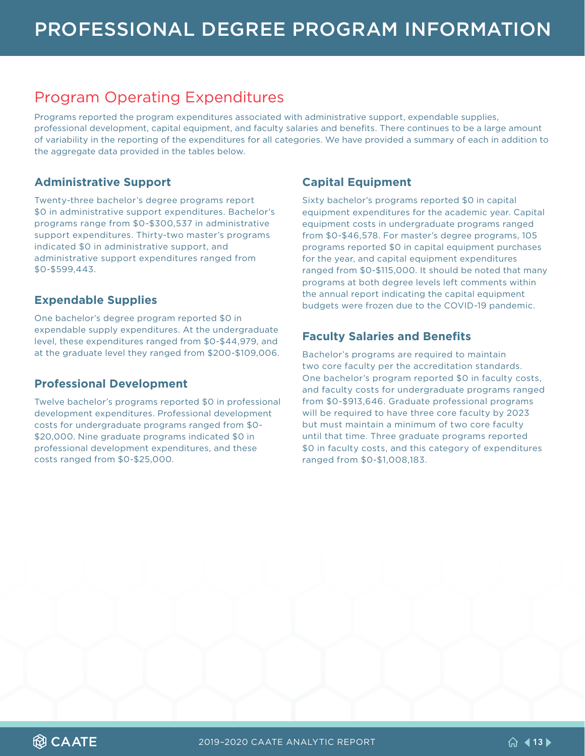# PROFESSIONAL DEGREE PROGRAM INFORMATION

## Program Operating Expenditures

Programs reported the program expenditures associated with administrative support, expendable supplies, professional development, capital equipment, and faculty salaries and benefits. There continues to be a large amount of variability in the reporting of the expenditures for all categories. We have provided a summary of each in addition to the aggregate data provided in the tables below.

### Administrative Support

Twenty-three bachelor's degree programs report $0 in administrative support expenditures. Bachelor's programs range from $0-$300,537 in administrative support expenditures. Thirty-two master's programs indicated $0 in administrative support, and administrative support expenditures ranged from $0-$599,443.

### Expendable Supplies

One bachelor's degree program reported $0 in expendable supply expenditures. At the undergraduate level, these expenditures ranged from $0-$44,979, and at the graduate level they ranged from $200-$109,006.

### Professional Development

Twelve bachelor's programs reported $0 in professional development expenditures. Professional development costs for undergraduate programs ranged from $0-$20,000. Nine graduate programs indicated $0 in professional development expenditures, and these costs ranged from $0-$25,000.

### Capital Equipment

Sixty bachelor's programs reported $0 in capital equipment expenditures for the academic year. Capital equipment costs in undergraduate programs ranged from $0-$46,578. For master's degree programs, 105 programs reported $0 in capital equipment purchases for the year, and capital equipment expenditures ranged from $0-$115,000. It should be noted that many programs at both degree levels left comments within the annual report indicating the capital equipment budgets were frozen due to the COVID-19 pandemic.

### Faculty Salaries and Benefits

Bachelor's programs are required to maintain two core faculty per the accreditation standards. One bachelor's program reported $0 in faculty costs, and faculty costs for undergraduate programs ranged from $0-$913,646. Graduate professional programs will be required to have three core faculty by 2023 but must maintain a minimum of two core faculty until that time. Three graduate programs reported $0 in faculty costs, and this category of expenditures ranged from $0-$1,008,183.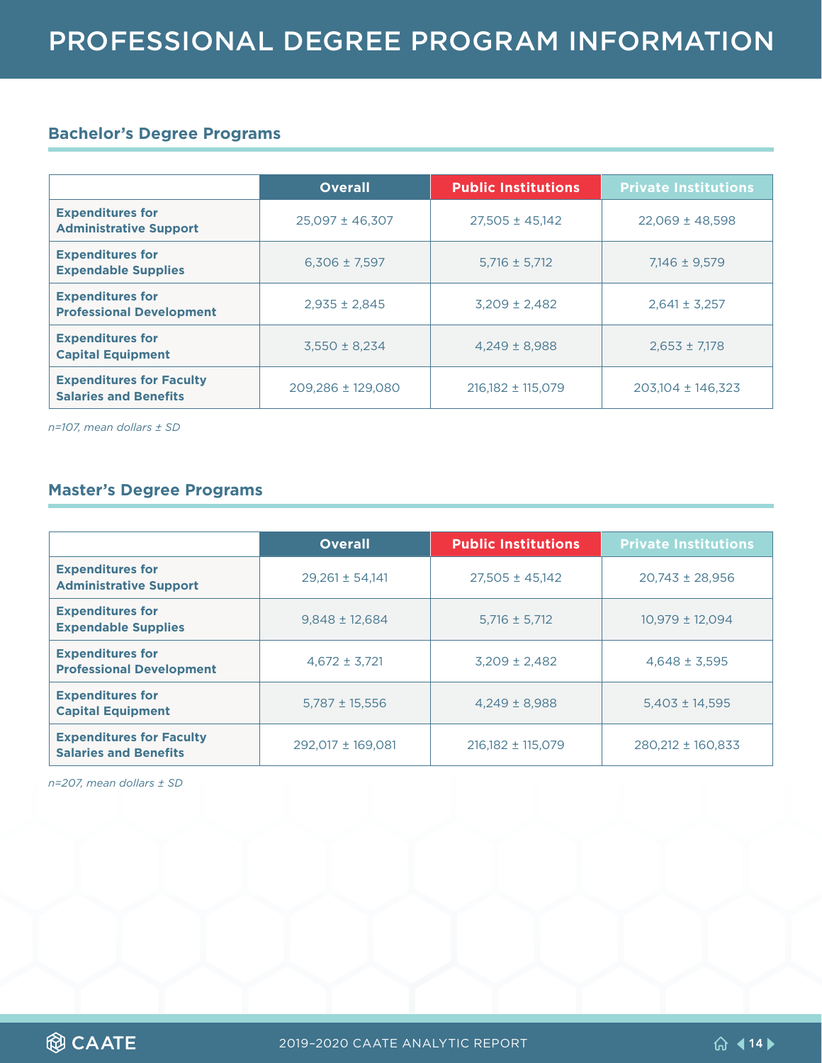# PROFESSIONAL DEGREE PROGRAM INFORMATION

## Bachelor's Degree Programs

| | Overall | Public Institutions | Private Institutions |
|---|---|---|---|
| **Expenditures for Administrative Support** | 25,097 ± 46,307 | 27,505 ± 45,142 | 22,069 ± 48,598 |
| **Expenditures for Expendable Supplies** | 6,306 ± 7,597 | 5,716 ± 5,712 | 7,146 ± 9,579 |
| **Expenditures for Professional Development** | 2,935 ± 2,845 | 3,209 ± 2,482 | 2,641 ± 3,257 |
| **Expenditures for Capital Equipment** | 3,550 ± 8,234 | 4,249 ± 8,988 | 2,653 ± 7,178 |
| **Expenditures for Faculty Salaries and Benefits** | 209,286 ± 129,080 | 216,182 ± 115,079 | 203,104 ± 146,323 |

*n=107, mean dollars ± SD*

## Master's Degree Programs

| | Overall | Public Institutions | Private Institutions |
|---|---|---|---|
| **Expenditures for Administrative Support** | 29,261 ± 54,141 | 27,505 ± 45,142 | 20,743 ± 28,956 |
| **Expenditures for Expendable Supplies** | 9,848 ± 12,684 | 5,716 ± 5,712 | 10,979 ± 12,094 |
| **Expenditures for Professional Development** | 4,672 ± 3,721 | 3,209 ± 2,482 | 4,648 ± 3,595 |
| **Expenditures for Capital Equipment** | 5,787 ± 15,556 | 4,249 ± 8,988 | 5,403 ± 14,595 |
| **Expenditures for Faculty Salaries and Benefits** | 292,017 ± 169,081 | 216,182 ± 115,079 | 280,212 ± 160,833 |

*n=207, mean dollars ± SD*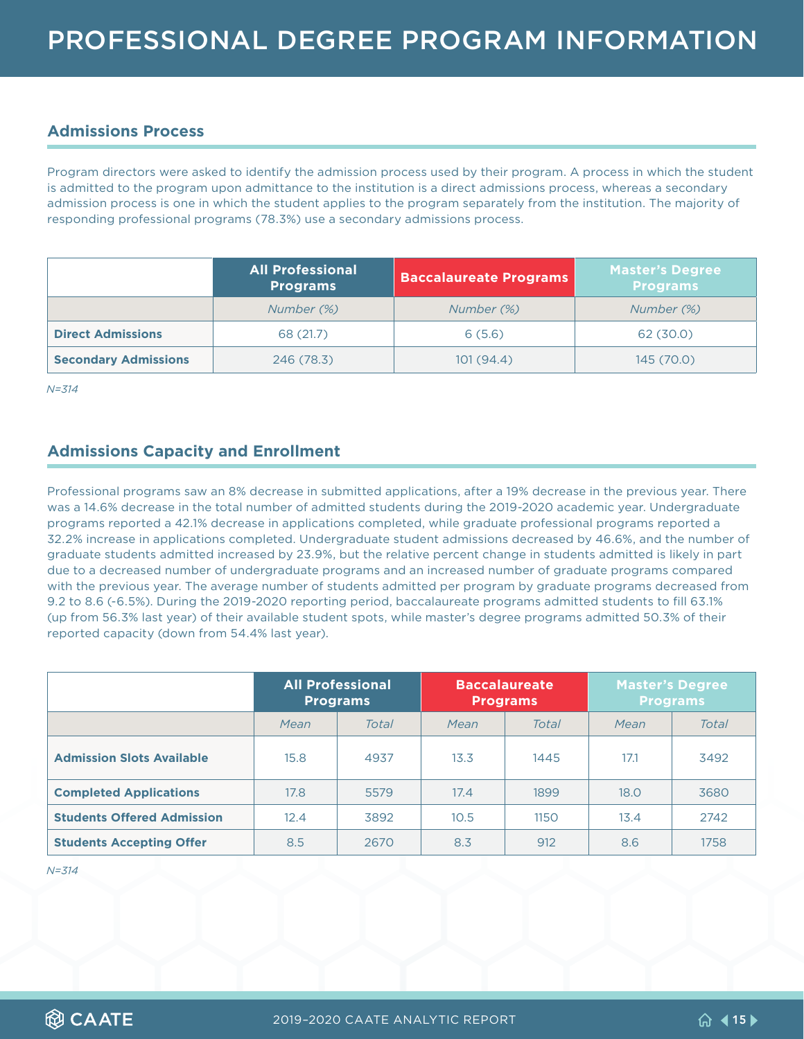# PROFESSIONAL DEGREE PROGRAM INFORMATION

## Admissions Process

Program directors were asked to identify the admission process used by their program. A process in which the student is admitted to the program upon admittance to the institution is a direct admissions process, whereas a secondary admission process is one in which the student applies to the program separately from the institution. The majority of responding professional programs (78.3%) use a secondary admissions process.

| | All Professional Programs | Baccalaureate Programs | Master's Degree Programs |
|---|---|---|---|
| | *Number (%)* | *Number (%)* | *Number (%)* |
| **Direct Admissions** | 68 (21.7) | 6 (5.6) | 62 (30.0) |
| **Secondary Admissions** | 246 (78.3) | 101 (94.4) | 145 (70.0) |

*N=314*

## Admissions Capacity and Enrollment

Professional programs saw an 8% decrease in submitted applications, after a 19% decrease in the previous year. There was a 14.6% decrease in the total number of admitted students during the 2019-2020 academic year. Undergraduate programs reported a 42.1% decrease in applications completed, while graduate professional programs reported a 32.2% increase in applications completed. Undergraduate student admissions decreased by 46.6%, and the number of graduate students admitted increased by 23.9%, but the relative percent change in students admitted is likely in part due to a decreased number of undergraduate programs and an increased number of graduate programs compared with the previous year. The average number of students admitted per program by graduate programs decreased from 9.2 to 8.6 (-6.5%). During the 2019-2020 reporting period, baccalaureate programs admitted students to fill 63.1% (up from 56.3% last year) of their available student spots, while master's degree programs admitted 50.3% of their reported capacity (down from 54.4% last year).

| | All Professional Programs | | Baccalaureate Programs | | Master's Degree Programs | |
|---|---|---|---|---|---|---|
| | *Mean* | *Total* | *Mean* | *Total* | *Mean* | *Total* |
| **Admission Slots Available** | 15.8 | 4937 | 13.3 | 1445 | 17.1 | 3492 |
| **Completed Applications** | 17.8 | 5579 | 17.4 | 1899 | 18.0 | 3680 |
| **Students Offered Admission** | 12.4 | 3892 | 10.5 | 1150 | 13.4 | 2742 |
| **Students Accepting Offer** | 8.5 | 2670 | 8.3 | 912 | 8.6 | 1758 |

*N=314*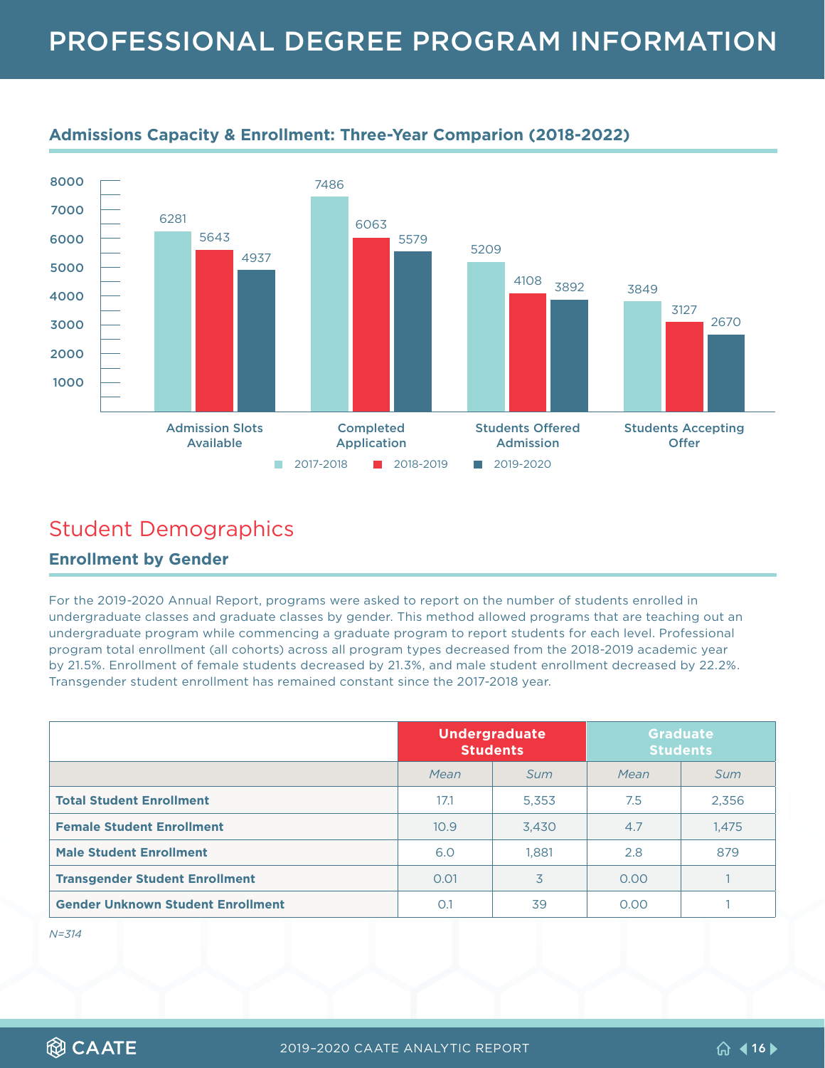# PROFESSIONAL DEGREE PROGRAM INFORMATION

### Admissions Capacity & Enrollment: Three-Year Comparion (2018-2022)

| | 2017-2018 | 2018-2019 | 2019-2020 |
|---|---|---|---|
| Admission Slots Available | 6281 | 5643 | 4937 |
| Completed Application | 7486 | 6063 | 5579 |
| Students Offered Admission | 5209 | 4108 | 3892 |
| Students Accepting Offer | 3849 | 3127 | 2670 |

## Student Demographics

### Enrollment by Gender

For the 2019-2020 Annual Report, programs were asked to report on the number of students enrolled in undergraduate classes and graduate classes by gender. This method allowed programs that are teaching out an undergraduate program while commencing a graduate program to report students for each level. Professional program total enrollment (all cohorts) across all program types decreased from the 2018-2019 academic year by 21.5%. Enrollment of female students decreased by 21.3%, and male student enrollment decreased by 22.2%. Transgender student enrollment has remained constant since the 2017-2018 year.

| | Undergraduate Students | | Graduate Students | |
|---|---|---|---|---|
| | *Mean* | *Sum* | *Mean* | *Sum* |
| **Total Student Enrollment** | 17.1 | 5,353 | 7.5 | 2,356 |
| **Female Student Enrollment** | 10.9 | 3,430 | 4.7 | 1,475 |
| **Male Student Enrollment** | 6.0 | 1,881 | 2.8 | 879 |
| **Transgender Student Enrollment** | 0.01 | 3 | 0.00 | 1 |
| **Gender Unknown Student Enrollment** | 0.1 | 39 | 0.00 | 1 |

*N=314*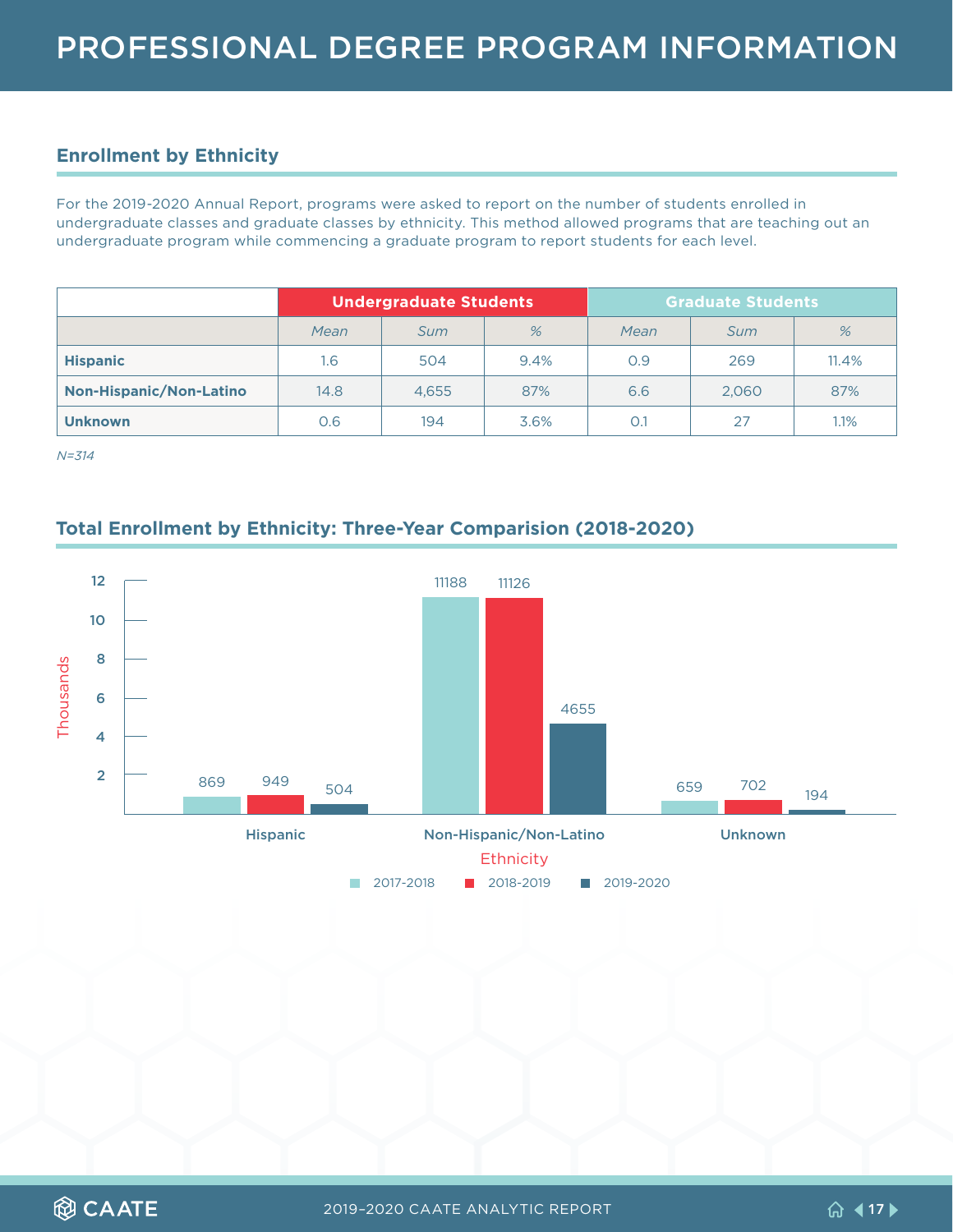# PROFESSIONAL DEGREE PROGRAM INFORMATION

## Enrollment by Ethnicity

For the 2019-2020 Annual Report, programs were asked to report on the number of students enrolled in undergraduate classes and graduate classes by ethnicity. This method allowed programs that are teaching out an undergraduate program while commencing a graduate program to report students for each level.

| | Undergraduate Students | | | Graduate Students | | |
|---|---|---|---|---|---|---|
| | *Mean* | *Sum* | *%* | *Mean* | *Sum* | *%* |
| **Hispanic** | 1.6 | 504 | 9.4% | 0.9 | 269 | 11.4% |
| **Non-Hispanic/Non-Latino** | 14.8 | 4,655 | 87% | 6.6 | 2,060 | 87% |
| **Unknown** | 0.6 | 194 | 3.6% | 0.1 | 27 | 1.1% |

*N=314*

## Total Enrollment by Ethnicity: Three-Year Comparision (2018-2020)

| Ethnicity | 2017-2018 | 2018-2019 | 2019-2020 |
|---|---|---|---|
| Hispanic | 869 | 949 | 504 |
| Non-Hispanic/Non-Latino | 11188 | 11126 | 4655 |
| Unknown | 659 | 702 | 194 |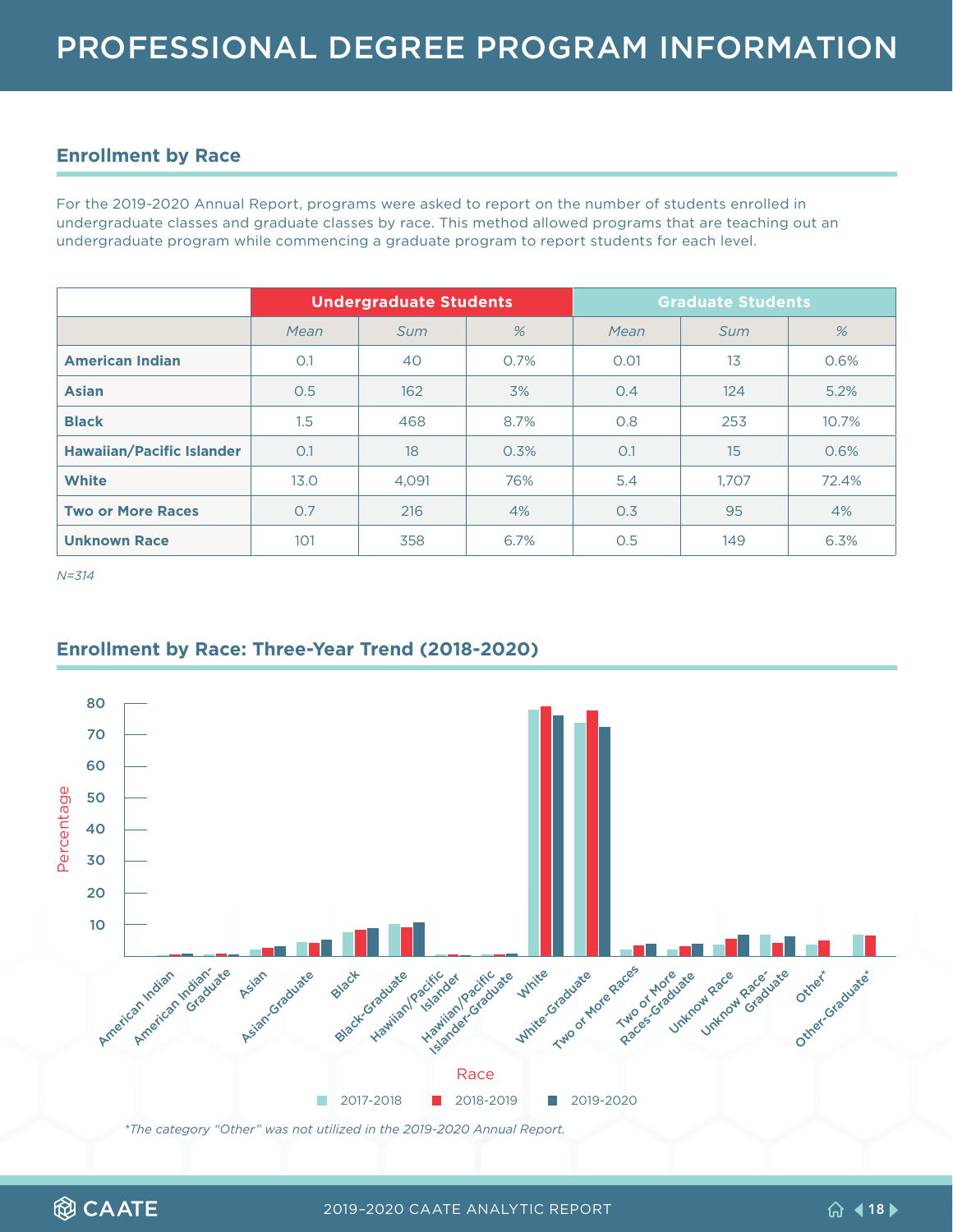# PROFESSIONAL DEGREE PROGRAM INFORMATION

## Enrollment by Race

For the 2019-2020 Annual Report, programs were asked to report on the number of students enrolled in undergraduate classes and graduate classes by race. This method allowed programs that are teaching out an undergraduate program while commencing a graduate program to report students for each level.

| | Undergraduate Students | | | Graduate Students | | |
|---|---|---|---|---|---|---|
| | *Mean* | *Sum* | *%* | *Mean* | *Sum* | *%* |
| **American Indian** | 0.1 | 40 | 0.7% | 0.01 | 13 | 0.6% |
| **Asian** | 0.5 | 162 | 3% | 0.4 | 124 | 5.2% |
| **Black** | 1.5 | 468 | 8.7% | 0.8 | 253 | 10.7% |
| **Hawaiian/Pacific Islander** | 0.1 | 18 | 0.3% | 0.1 | 15 | 0.6% |
| **White** | 13.0 | 4,091 | 76% | 5.4 | 1,707 | 72.4% |
| **Two or More Races** | 0.7 | 216 | 4% | 0.3 | 95 | 4% |
| **Unknown Race** | 101 | 358 | 6.7% | 0.5 | 149 | 6.3% |

*N=314*

## Enrollment by Race: Three-Year Trend (2018-2020)

Percentage: 10, 20, 30, 40, 50, 60, 70, 80

Race: American Indian, American Indian-Graduate, Asian, Asian-Graduate, Black, Black-Graduate, Hawiian/Pacific Islander, Hawiian/Pacific Islander-Graduate, White, White-Graduate, Two or More Races, Two or More Races-Graduate, Unknow Race, Unknow Race-Graduate, Other*, Other-Graduate*

2017-2018 · 2018-2019 · 2019-2020

*The category "Other" was not utilized in the 2019-2020 Annual Report.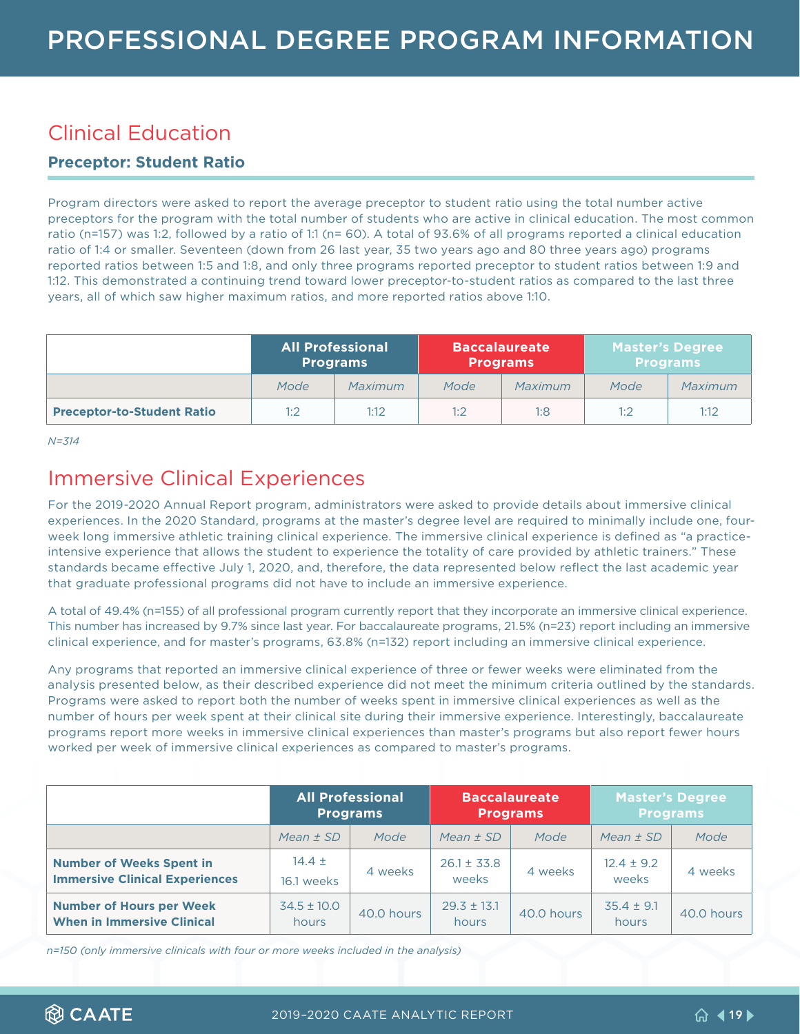# PROFESSIONAL DEGREE PROGRAM INFORMATION

## Clinical Education

### Preceptor: Student Ratio

Program directors were asked to report the average preceptor to student ratio using the total number active preceptors for the program with the total number of students who are active in clinical education. The most common ratio (n=157) was 1:2, followed by a ratio of 1:1 (n= 60). A total of 93.6% of all programs reported a clinical education ratio of 1:4 or smaller. Seventeen (down from 26 last year, 35 two years ago and 80 three years ago) programs reported ratios between 1:5 and 1:8, and only three programs reported preceptor to student ratios between 1:9 and 1:12. This demonstrated a continuing trend toward lower preceptor-to-student ratios as compared to the last three years, all of which saw higher maximum ratios, and more reported ratios above 1:10.

| | All Professional Programs | | Baccalaureate Programs | | Master's Degree Programs | |
|---|---|---|---|---|---|---|
| | *Mode* | *Maximum* | *Mode* | *Maximum* | *Mode* | *Maximum* |
| **Preceptor-to-Student Ratio** | 1:2 | 1:12 | 1:2 | 1:8 | 1:2 | 1:12 |

*N=314*

## Immersive Clinical Experiences

For the 2019-2020 Annual Report program, administrators were asked to provide details about immersive clinical experiences. In the 2020 Standard, programs at the master's degree level are required to minimally include one, four-week long immersive athletic training clinical experience. The immersive clinical experience is defined as "a practice-intensive experience that allows the student to experience the totality of care provided by athletic trainers." These standards became effective July 1, 2020, and, therefore, the data represented below reflect the last academic year that graduate professional programs did not have to include an immersive experience.

A total of 49.4% (n=155) of all professional program currently report that they incorporate an immersive clinical experience. This number has increased by 9.7% since last year. For baccalaureate programs, 21.5% (n=23) report including an immersive clinical experience, and for master's programs, 63.8% (n=132) report including an immersive clinical experience.

Any programs that reported an immersive clinical experience of three or fewer weeks were eliminated from the analysis presented below, as their described experience did not meet the minimum criteria outlined by the standards. Programs were asked to report both the number of weeks spent in immersive clinical experiences as well as the number of hours per week spent at their clinical site during their immersive experience. Interestingly, baccalaureate programs report more weeks in immersive clinical experiences than master's programs but also report fewer hours worked per week of immersive clinical experiences as compared to master's programs.

| | All Professional Programs | | Baccalaureate Programs | | Master's Degree Programs | |
|---|---|---|---|---|---|---|
| | *Mean ± SD* | *Mode* | *Mean ± SD* | *Mode* | *Mean ± SD* | *Mode* |
| **Number of Weeks Spent in Immersive Clinical Experiences** | 14.4 ± 16.1 weeks | 4 weeks | 26.1 ± 33.8 weeks | 4 weeks | 12.4 ± 9.2 weeks | 4 weeks |
| **Number of Hours per Week When in Immersive Clinical** | 34.5 ± 10.0 hours | 40.0 hours | 29.3 ± 13.1 hours | 40.0 hours | 35.4 ± 9.1 hours | 40.0 hours |

*n=150 (only immersive clinicals with four or more weeks included in the analysis)*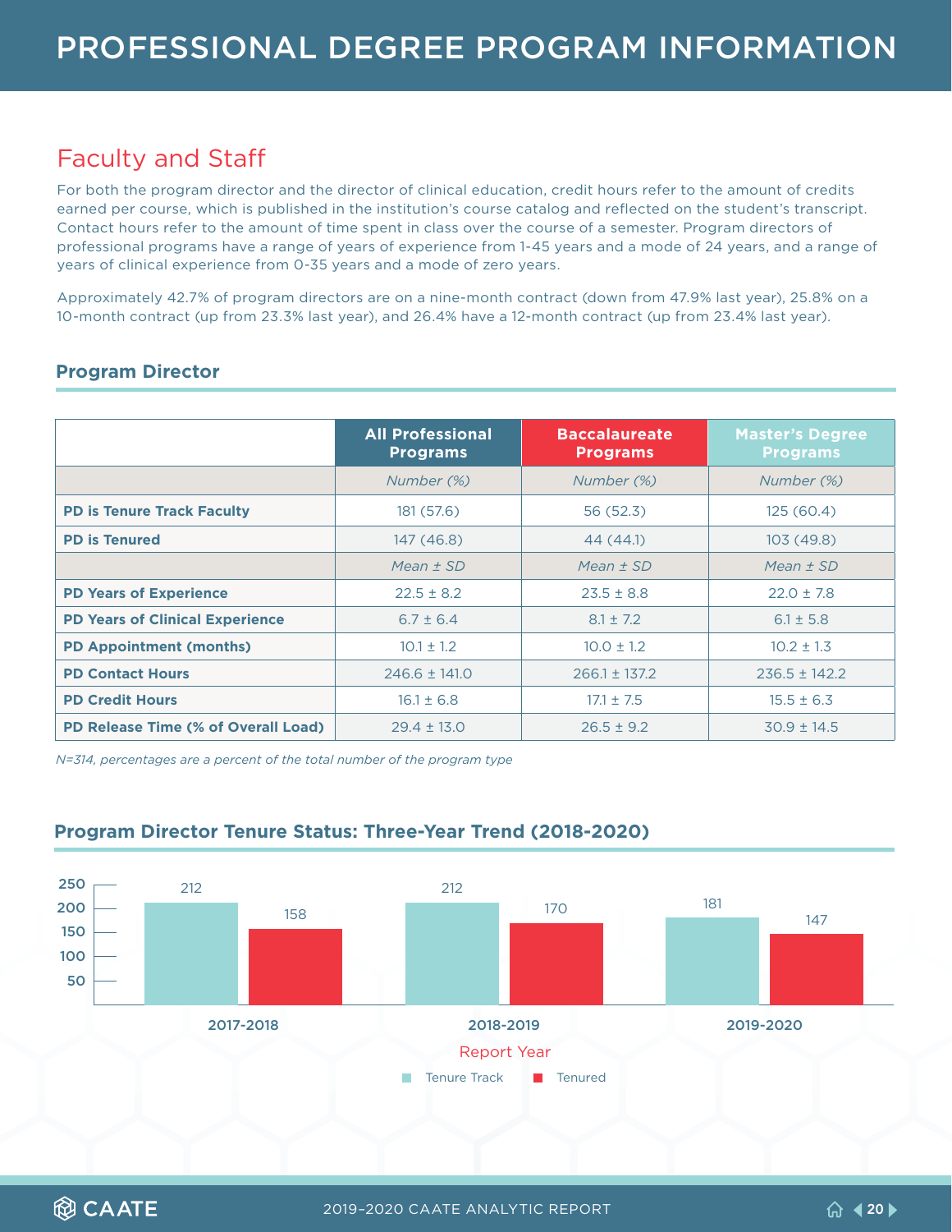# PROFESSIONAL DEGREE PROGRAM INFORMATION

## Faculty and Staff

For both the program director and the director of clinical education, credit hours refer to the amount of credits earned per course, which is published in the institution's course catalog and reflected on the student's transcript. Contact hours refer to the amount of time spent in class over the course of a semester. Program directors of professional programs have a range of years of experience from 1-45 years and a mode of 24 years, and a range of years of clinical experience from 0-35 years and a mode of zero years.

Approximately 42.7% of program directors are on a nine-month contract (down from 47.9% last year), 25.8% on a 10-month contract (up from 23.3% last year), and 26.4% have a 12-month contract (up from 23.4% last year).

### Program Director

| | All Professional Programs | Baccalaureate Programs | Master's Degree Programs |
|---|---|---|---|
| | *Number (%)* | *Number (%)* | *Number (%)* |
| **PD is Tenure Track Faculty** | 181 (57.6) | 56 (52.3) | 125 (60.4) |
| **PD is Tenured** | 147 (46.8) | 44 (44.1) | 103 (49.8) |
| | *Mean ± SD* | *Mean ± SD* | *Mean ± SD* |
| **PD Years of Experience** | 22.5 ± 8.2 | 23.5 ± 8.8 | 22.0 ± 7.8 |
| **PD Years of Clinical Experience** | 6.7 ± 6.4 | 8.1 ± 7.2 | 6.1 ± 5.8 |
| **PD Appointment (months)** | 10.1 ± 1.2 | 10.0 ± 1.2 | 10.2 ± 1.3 |
| **PD Contact Hours** | 246.6 ± 141.0 | 266.1 ± 137.2 | 236.5 ± 142.2 |
| **PD Credit Hours** | 16.1 ± 6.8 | 17.1 ± 7.5 | 15.5 ± 6.3 |
| **PD Release Time (% of Overall Load)** | 29.4 ± 13.0 | 26.5 ± 9.2 | 30.9 ± 14.5 |

*N=314, percentages are a percent of the total number of the program type*

### Program Director Tenure Status: Three-Year Trend (2018-2020)

| Report Year | Tenure Track | Tenured |
|---|---|---|
| 2017-2018 | 212 | 158 |
| 2018-2019 | 212 | 170 |
| 2019-2020 | 181 | 147 |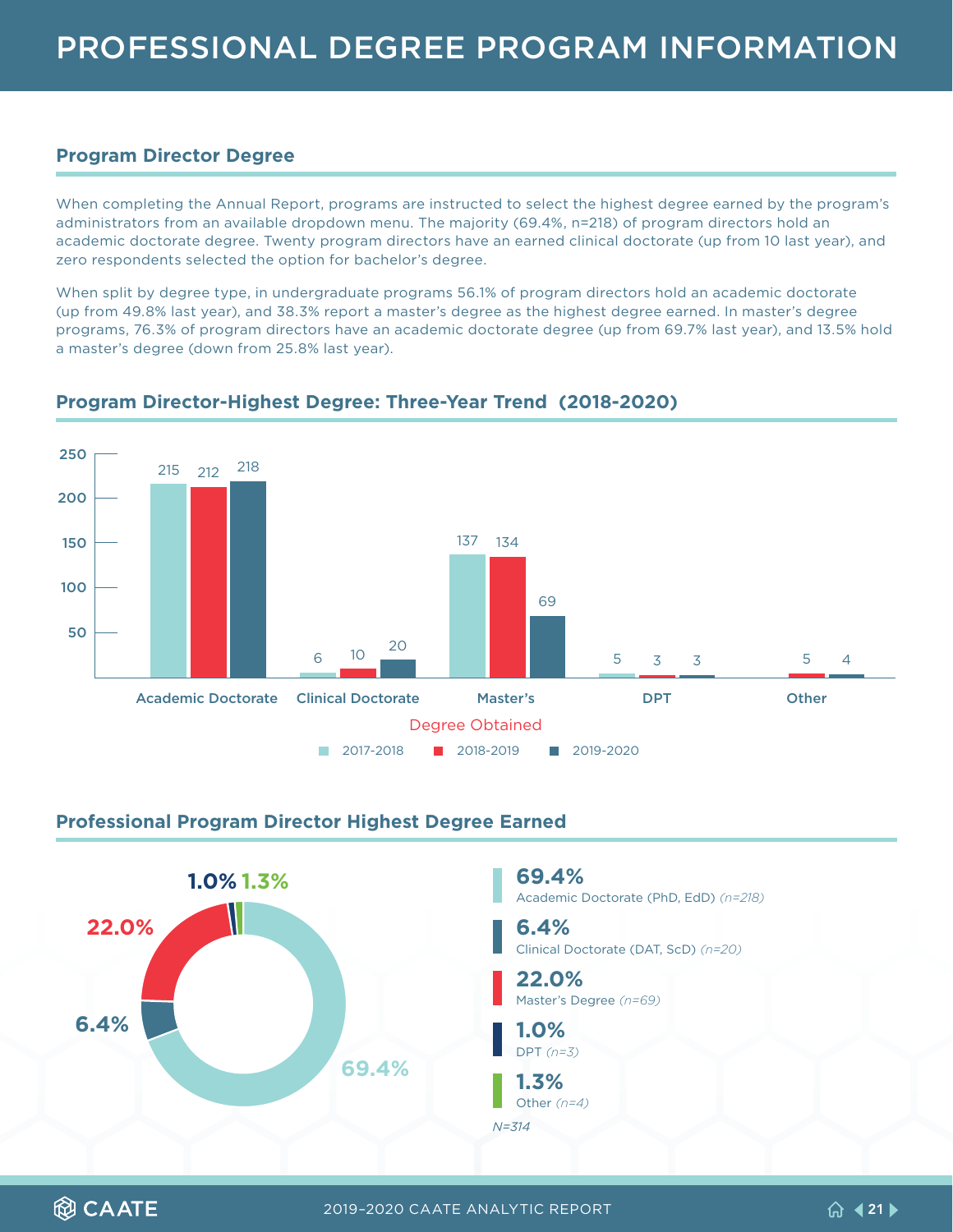# PROFESSIONAL DEGREE PROGRAM INFORMATION

## Program Director Degree

When completing the Annual Report, programs are instructed to select the highest degree earned by the program's administrators from an available dropdown menu. The majority (69.4%, n=218) of program directors hold an academic doctorate degree. Twenty program directors have an earned clinical doctorate (up from 10 last year), and zero respondents selected the option for bachelor's degree.

When split by degree type, in undergraduate programs 56.1% of program directors hold an academic doctorate (up from 49.8% last year), and 38.3% report a master's degree as the highest degree earned. In master's degree programs, 76.3% of program directors have an academic doctorate degree (up from 69.7% last year), and 13.5% hold a master's degree (down from 25.8% last year).

## Program Director-Highest Degree: Three-Year Trend (2018-2020)

| Degree Obtained | 2017-2018 | 2018-2019 | 2019-2020 |
|---|---|---|---|
| Academic Doctorate | 215 | 212 | 218 |
| Clinical Doctorate | 6 | 10 | 20 |
| Master's | 137 | 134 | 69 |
| DPT | 5 | 3 | 3 |
| Other | | 5 | 4 |

## Professional Program Director Highest Degree Earned

- **69.4%** Academic Doctorate (PhD, EdD) *(n=218)*
- **6.4%** Clinical Doctorate (DAT, ScD) *(n=20)*
- **22.0%** Master's Degree *(n=69)*
- **1.0%** DPT *(n=3)*
- **1.3%** Other *(n=4)*

*N=314*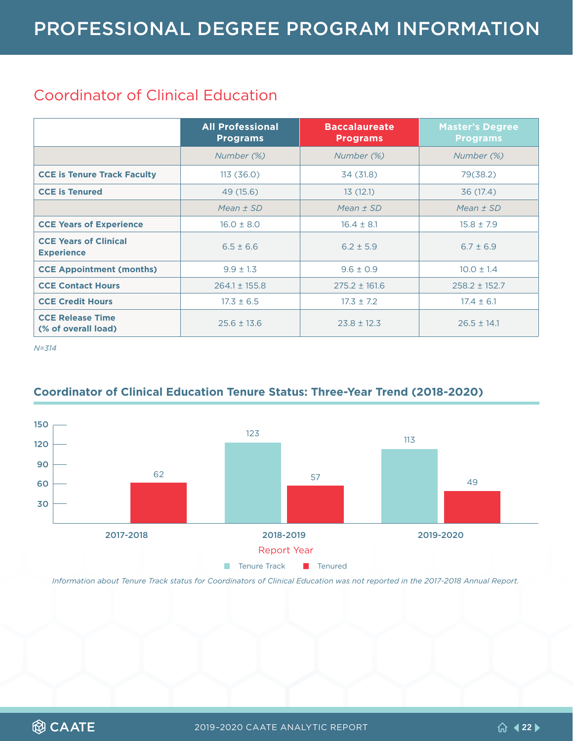# PROFESSIONAL DEGREE PROGRAM INFORMATION

## Coordinator of Clinical Education

| | All Professional Programs | Baccalaureate Programs | Master's Degree Programs |
|---|---|---|---|
| | *Number (%)* | *Number (%)* | *Number (%)* |
| **CCE is Tenure Track Faculty** | 113 (36.0) | 34 (31.8) | 79(38.2) |
| **CCE is Tenured** | 49 (15.6) | 13 (12.1) | 36 (17.4) |
| | *Mean ± SD* | *Mean ± SD* | *Mean ± SD* |
| **CCE Years of Experience** | 16.0 ± 8.0 | 16.4 ± 8.1 | 15.8 ± 7.9 |
| **CCE Years of Clinical Experience** | 6.5 ± 6.6 | 6.2 ± 5.9 | 6.7 ± 6.9 |
| **CCE Appointment (months)** | 9.9 ± 1.3 | 9.6 ± 0.9 | 10.0 ± 1.4 |
| **CCE Contact Hours** | 264.1 ± 155.8 | 275.2 ± 161.6 | 258.2 ± 152.7 |
| **CCE Credit Hours** | 17.3 ± 6.5 | 17.3 ± 7.2 | 17.4 ± 6.1 |
| **CCE Release Time (% of overall load)** | 25.6 ± 13.6 | 23.8 ± 12.3 | 26.5 ± 14.1 |

*N=314*

### Coordinator of Clinical Education Tenure Status: Three-Year Trend (2018-2020)

| Report Year | Tenure Track | Tenured |
|---|---|---|
| 2017-2018 | | 62 |
| 2018-2019 | 123 | 57 |
| 2019-2020 | 113 | 49 |

*Information about Tenure Track status for Coordinators of Clinical Education was not reported in the 2017-2018 Annual Report.*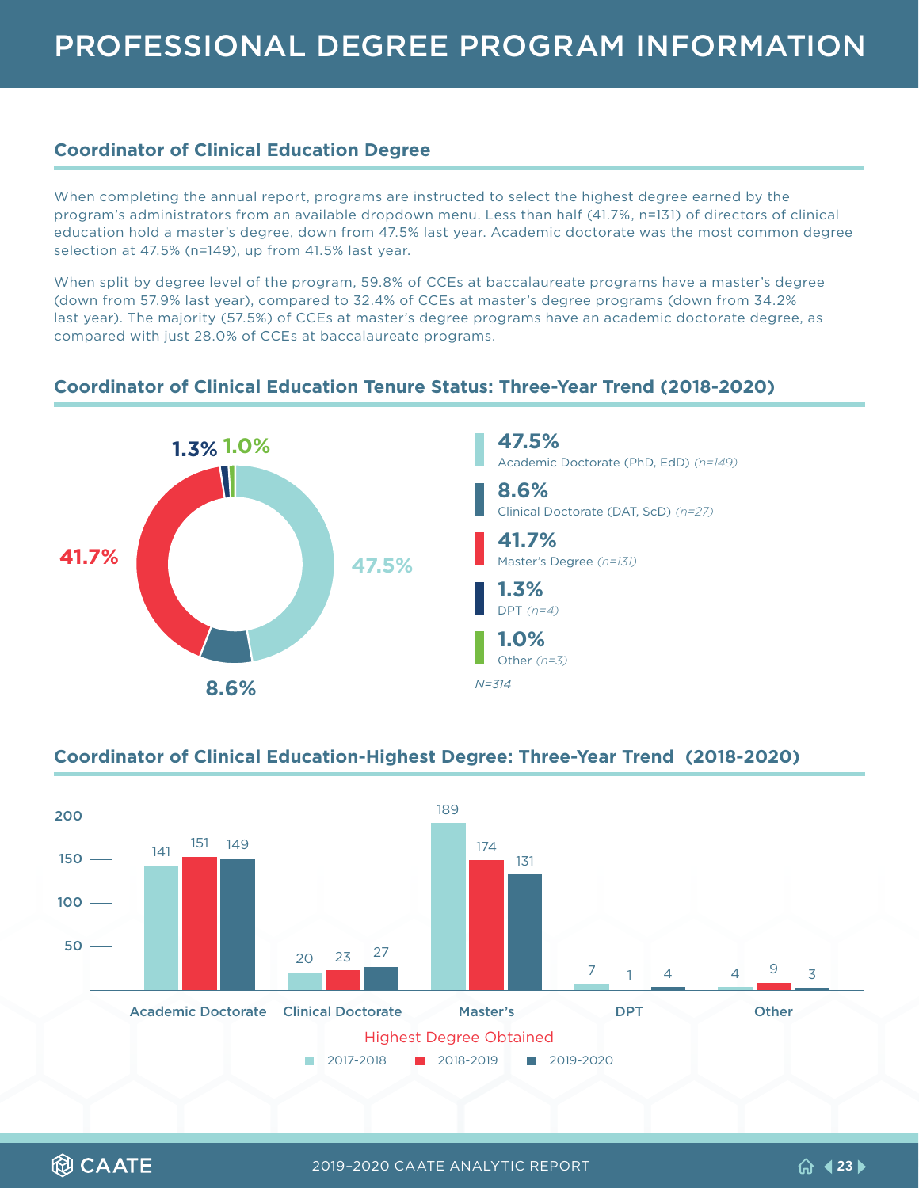# PROFESSIONAL DEGREE PROGRAM INFORMATION

## Coordinator of Clinical Education Degree

When completing the annual report, programs are instructed to select the highest degree earned by the program's administrators from an available dropdown menu. Less than half (41.7%, n=131) of directors of clinical education hold a master's degree, down from 47.5% last year. Academic doctorate was the most common degree selection at 47.5% (n=149), up from 41.5% last year.

When split by degree level of the program, 59.8% of CCEs at baccalaureate programs have a master's degree (down from 57.9% last year), compared to 32.4% of CCEs at master's degree programs (down from 34.2% last year). The majority (57.5%) of CCEs at master's degree programs have an academic doctorate degree, as compared with just 28.0% of CCEs at baccalaureate programs.

## Coordinator of Clinical Education Tenure Status: Three-Year Trend (2018-2020)

| Degree | Percentage |
| --- | --- |
| Academic Doctorate (PhD, EdD) *(n=149)* | 47.5% |
| Clinical Doctorate (DAT, ScD) *(n=27)* | 8.6% |
| Master's Degree *(n=131)* | 41.7% |
| DPT *(n=4)* | 1.3% |
| Other *(n=3)* | 1.0% |

*N=314*

## Coordinator of Clinical Education-Highest Degree: Three-Year Trend (2018-2020)

| Highest Degree Obtained | 2017-2018 | 2018-2019 | 2019-2020 |
| --- | --- | --- | --- |
| Academic Doctorate | 141 | 151 | 149 |
| Clinical Doctorate | 20 | 23 | 27 |
| Master's | 189 | 174 | 131 |
| DPT | 7 | 1 | 4 |
| Other | 4 | 9 | 3 |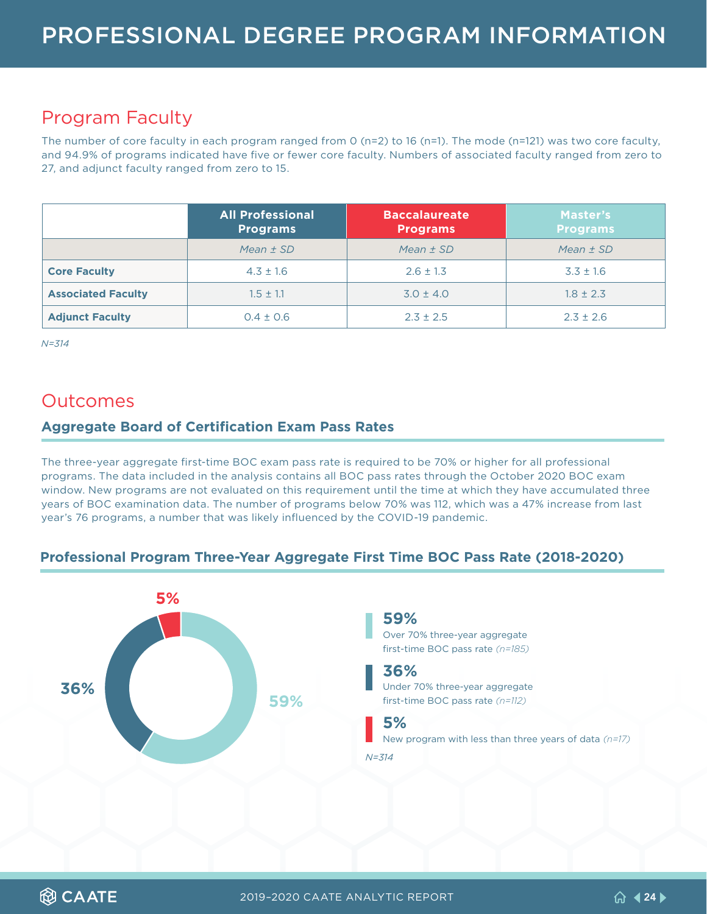# PROFESSIONAL DEGREE PROGRAM INFORMATION

## Program Faculty

The number of core faculty in each program ranged from 0 (n=2) to 16 (n=1). The mode (n=121) was two core faculty, and 94.9% of programs indicated have five or fewer core faculty. Numbers of associated faculty ranged from zero to 27, and adjunct faculty ranged from zero to 15.

| | All Professional Programs | Baccalaureate Programs | Master's Programs |
|---|---|---|---|
| | *Mean ± SD* | *Mean ± SD* | *Mean ± SD* |
| **Core Faculty** | 4.3 ± 1.6 | 2.6 ± 1.3 | 3.3 ± 1.6 |
| **Associated Faculty** | 1.5 ± 1.1 | 3.0 ± 4.0 | 1.8 ± 2.3 |
| **Adjunct Faculty** | 0.4 ± 0.6 | 2.3 ± 2.5 | 2.3 ± 2.6 |

*N=314*

## Outcomes

### Aggregate Board of Certification Exam Pass Rates

The three-year aggregate first-time BOC exam pass rate is required to be 70% or higher for all professional programs. The data included in the analysis contains all BOC pass rates through the October 2020 BOC exam window. New programs are not evaluated on this requirement until the time at which they have accumulated three years of BOC examination data. The number of programs below 70% was 112, which was a 47% increase from last year's 76 programs, a number that was likely influenced by the COVID-19 pandemic.

### Professional Program Three-Year Aggregate First Time BOC Pass Rate (2018-2020)

5%

36%

59%

**59%**
Over 70% three-year aggregate first-time BOC pass rate *(n=185)*

**36%**
Under 70% three-year aggregate first-time BOC pass rate *(n=112)*

**5%**
New program with less than three years of data *(n=17)*

*N=314*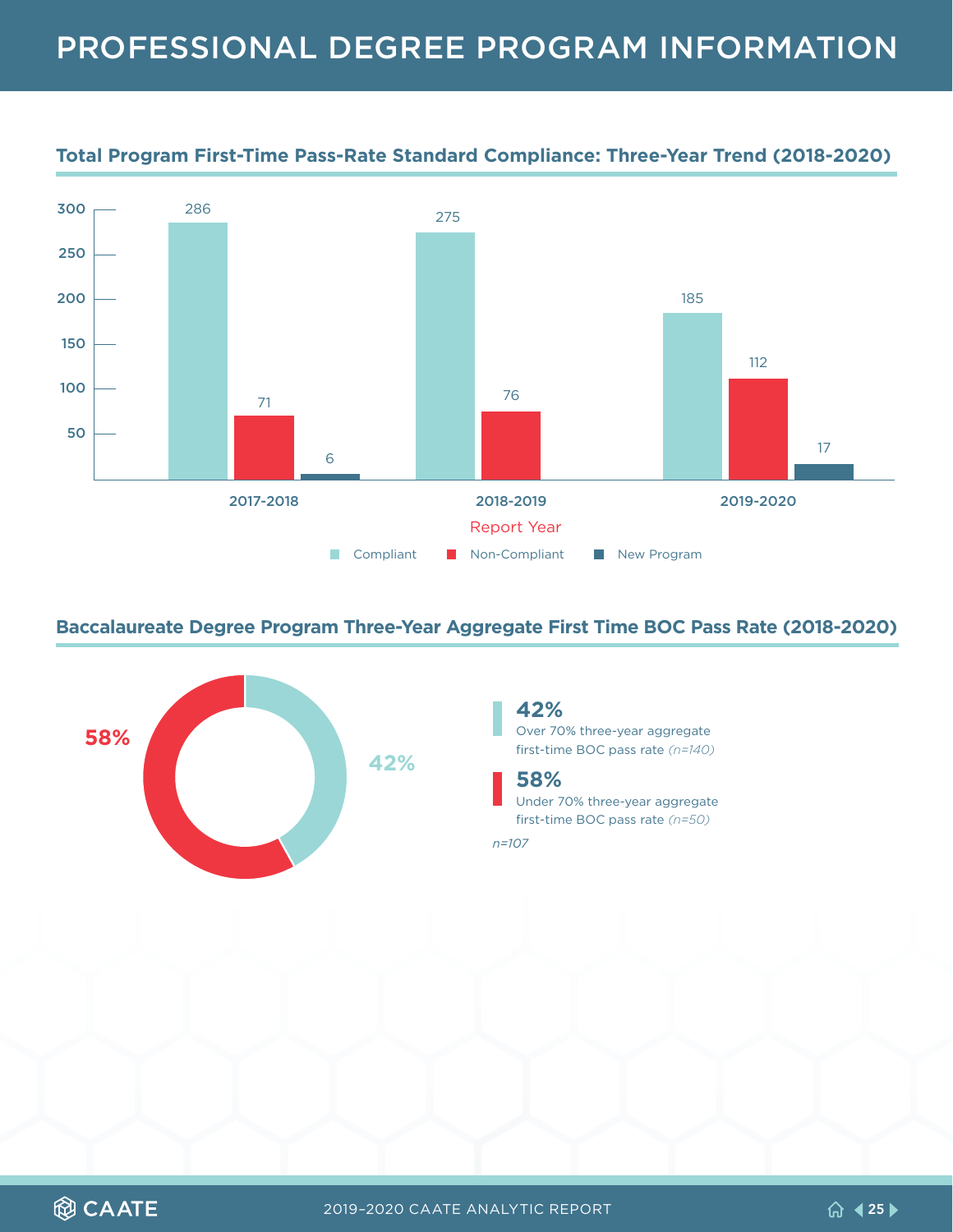# PROFESSIONAL DEGREE PROGRAM INFORMATION

## Total Program First-Time Pass-Rate Standard Compliance: Three-Year Trend (2018-2020)

| Report Year | Compliant | Non-Compliant | New Program |
|---|---|---|---|
| 2017-2018 | 286 | 71 | 6 |
| 2018-2019 | 275 | 76 | |
| 2019-2020 | 185 | 112 | 17 |

## Baccalaureate Degree Program Three-Year Aggregate First Time BOC Pass Rate (2018-2020)

**42%**
Over 70% three-year aggregate first-time BOC pass rate *(n=140)*

**58%**
Under 70% three-year aggregate first-time BOC pass rate *(n=50)*

*n=107*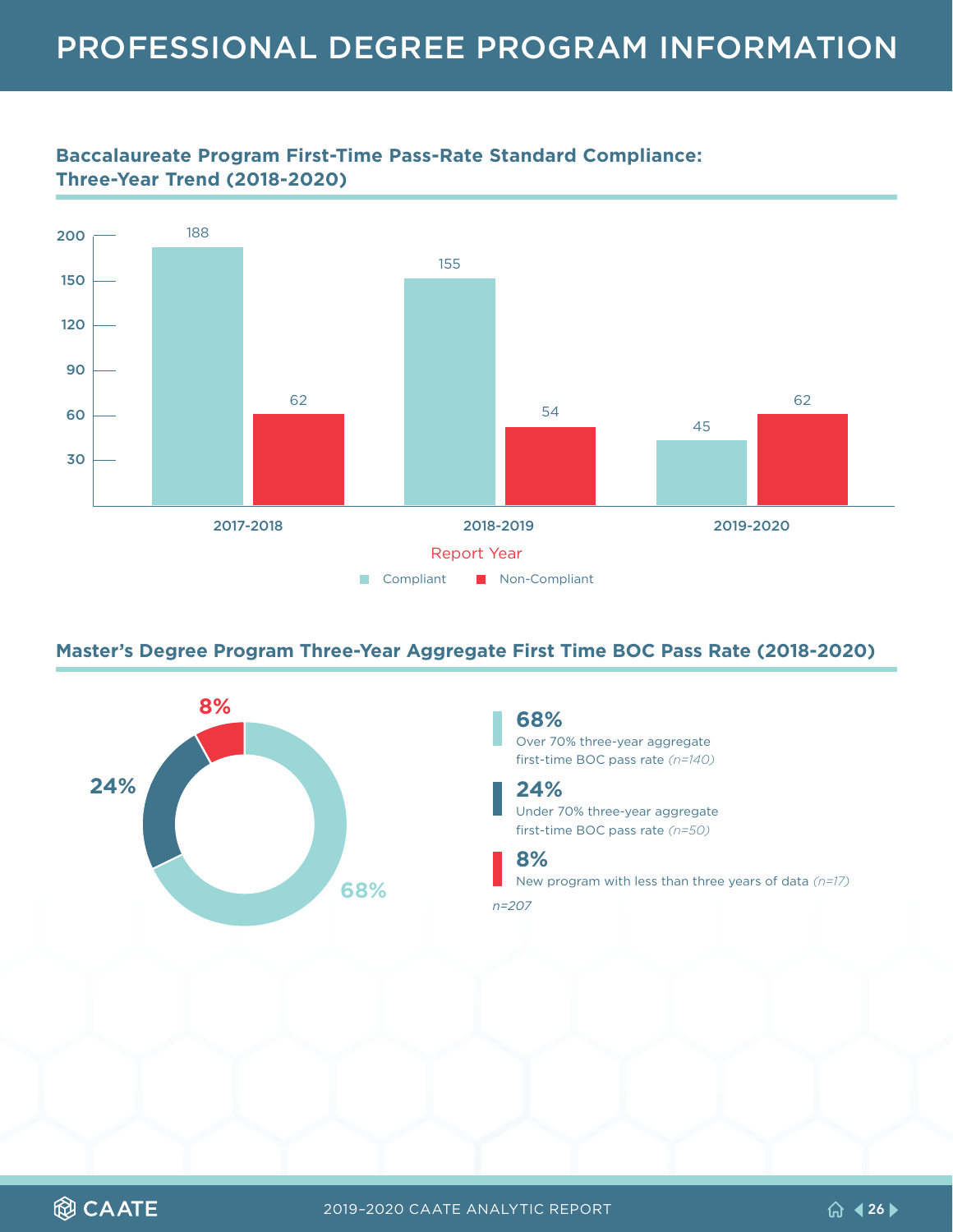# PROFESSIONAL DEGREE PROGRAM INFORMATION

## Baccalaureate Program First-Time Pass-Rate Standard Compliance: Three-Year Trend (2018-2020)

| Report Year | Compliant | Non-Compliant |
|---|---|---|
| 2017-2018 | 188 | 62 |
| 2018-2019 | 155 | 54 |
| 2019-2020 | 45 | 62 |

## Master's Degree Program Three-Year Aggregate First Time BOC Pass Rate (2018-2020)

**68%**
Over 70% three-year aggregate first-time BOC pass rate *(n=140)*

**24%**
Under 70% three-year aggregate first-time BOC pass rate *(n=50)*

**8%**
New program with less than three years of data *(n=17)*

*n=207*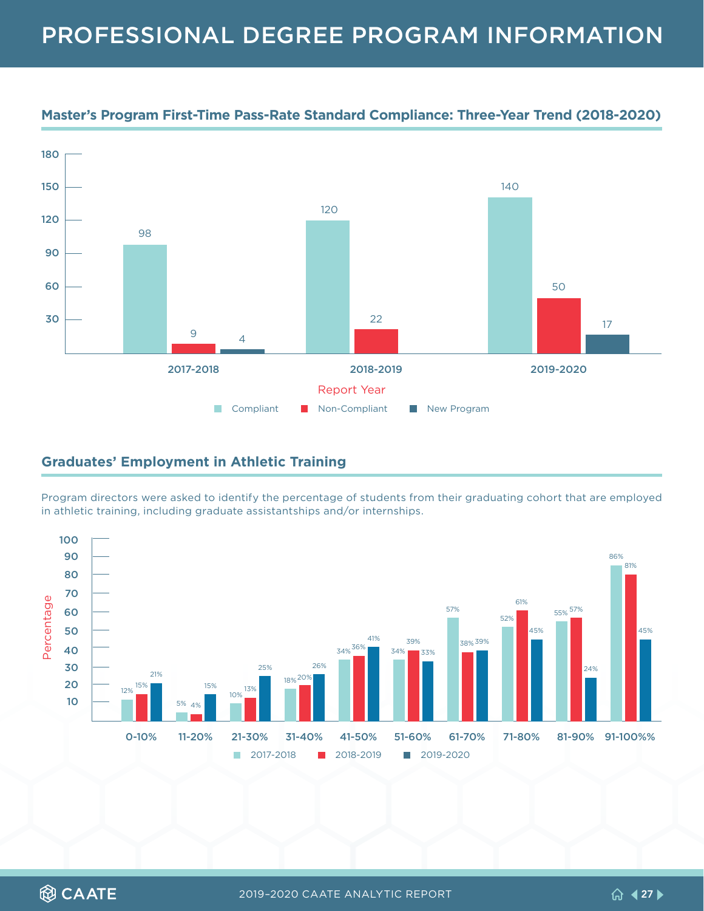# PROFESSIONAL DEGREE PROGRAM INFORMATION

## Master's Program First-Time Pass-Rate Standard Compliance: Three-Year Trend (2018-2020)

| Report Year | Compliant | Non-Compliant | New Program |
|---|---|---|---|
| 2017-2018 | 98 | 9 | 4 |
| 2018-2019 | 120 | 22 | |
| 2019-2020 | 140 | 50 | 17 |

## Graduates' Employment in Athletic Training

Program directors were asked to identify the percentage of students from their graduating cohort that are employed in athletic training, including graduate assistantships and/or internships.

| Percentage | 2017-2018 | 2018-2019 | 2019-2020 |
|---|---|---|---|
| 0-10% | 12% | 15% | 21% |
| 11-20% | 5% | 4% | 15% |
| 21-30% | 10% | 13% | 25% |
| 31-40% | 18% | 20% | 26% |
| 41-50% | 34% | 36% | 41% |
| 51-60% | 34% | 39% | 33% |
| 61-70% | 57% | 38% | 39% |
| 71-80% | 52% | 61% | 45% |
| 81-90% | 55% | 57% | 24% |
| 91-100%% | 86% | 81% | 45% |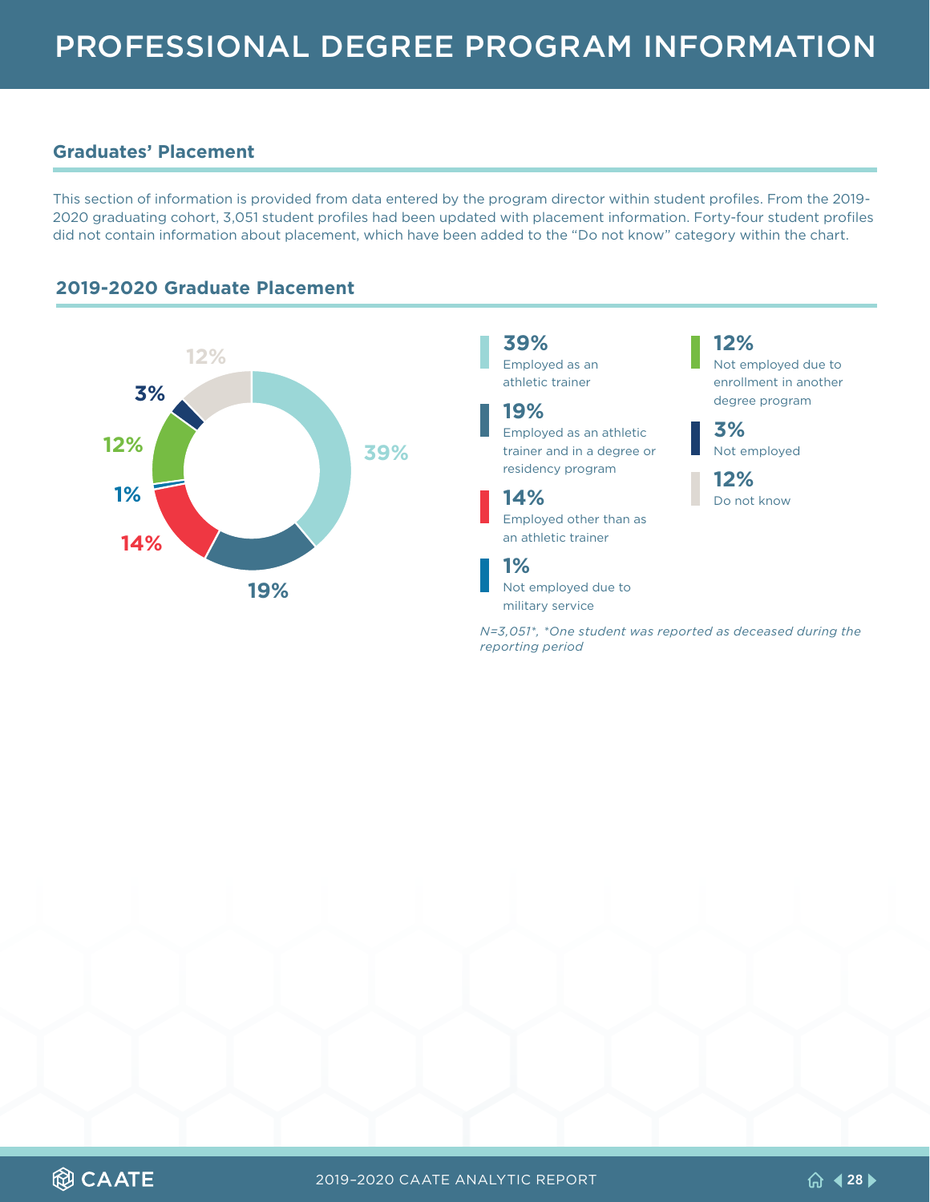# PROFESSIONAL DEGREE PROGRAM INFORMATION

## Graduates' Placement

This section of information is provided from data entered by the program director within student profiles. From the 2019-2020 graduating cohort, 3,051 student profiles had been updated with placement information. Forty-four student profiles did not contain information about placement, which have been added to the "Do not know" category within the chart.

## 2019-2020 Graduate Placement

- **39%** Employed as an athletic trainer
- **19%** Employed as an athletic trainer and in a degree or residency program
- **14%** Employed other than as an athletic trainer
- **1%** Not employed due to military service
- **12%** Not employed due to enrollment in another degree program
- **3%** Not employed
- **12%** Do not know

*N=3,051\*, \*One student was reported as deceased during the reporting period*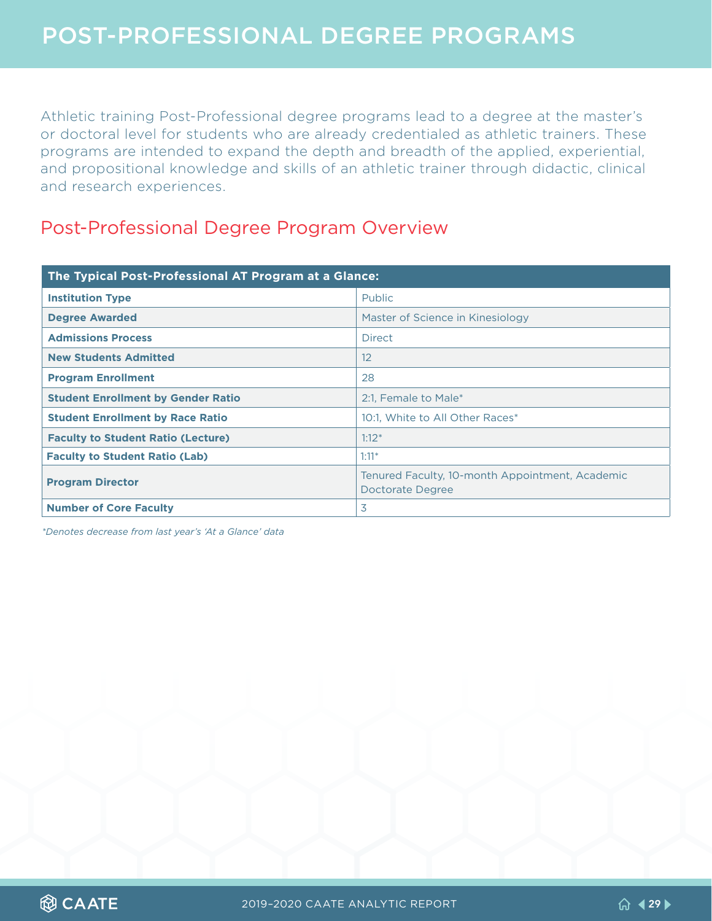# POST-PROFESSIONAL DEGREE PROGRAMS

Athletic training Post-Professional degree programs lead to a degree at the master's or doctoral level for students who are already credentialed as athletic trainers. These programs are intended to expand the depth and breadth of the applied, experiential, and propositional knowledge and skills of an athletic trainer through didactic, clinical and research experiences.

## Post-Professional Degree Program Overview

| The Typical Post-Professional AT Program at a Glance: | |
|---|---|
| **Institution Type** | Public |
| **Degree Awarded** | Master of Science in Kinesiology |
| **Admissions Process** | Direct |
| **New Students Admitted** | 12 |
| **Program Enrollment** | 28 |
| **Student Enrollment by Gender Ratio** | 2:1, Female to Male* |
| **Student Enrollment by Race Ratio** | 10:1, White to All Other Races* |
| **Faculty to Student Ratio (Lecture)** | 1:12* |
| **Faculty to Student Ratio (Lab)** | 1:11* |
| **Program Director** | Tenured Faculty, 10-month Appointment, Academic Doctorate Degree |
| **Number of Core Faculty** | 3 |

*\*Denotes decrease from last year's 'At a Glance' data*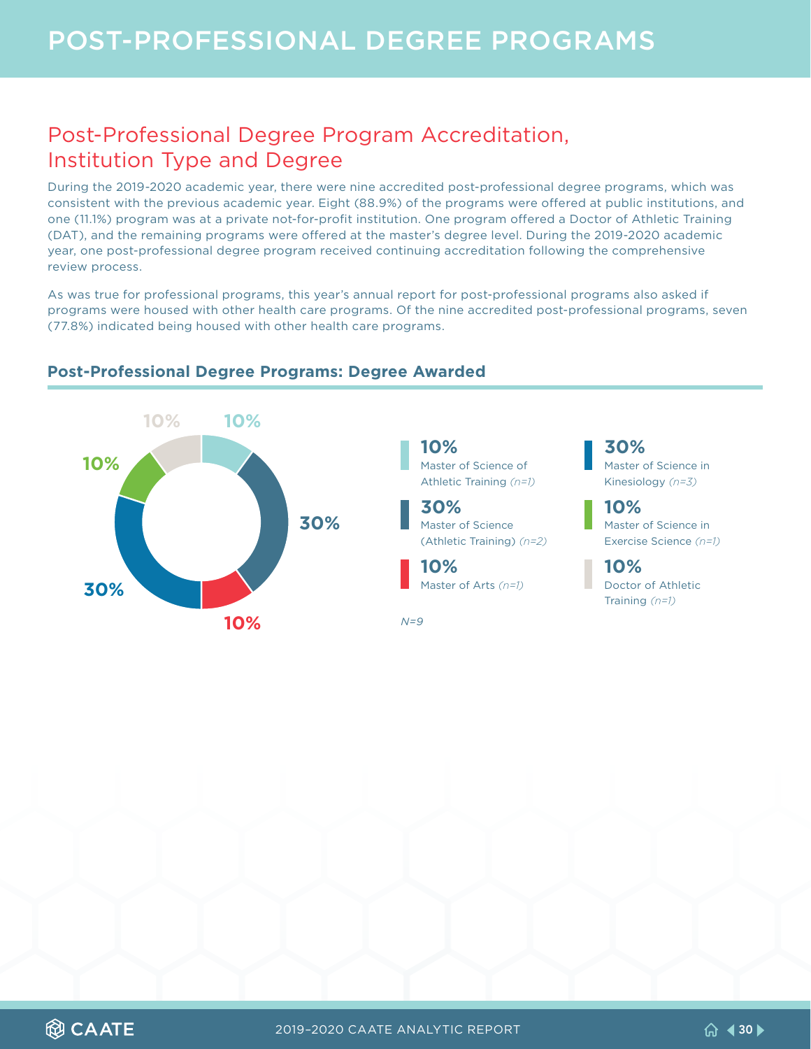# POST-PROFESSIONAL DEGREE PROGRAMS

## Post-Professional Degree Program Accreditation, Institution Type and Degree

During the 2019-2020 academic year, there were nine accredited post-professional degree programs, which was consistent with the previous academic year. Eight (88.9%) of the programs were offered at public institutions, and one (11.1%) program was at a private not-for-profit institution. One program offered a Doctor of Athletic Training (DAT), and the remaining programs were offered at the master's degree level. During the 2019-2020 academic year, one post-professional degree program received continuing accreditation following the comprehensive review process.

As was true for professional programs, this year's annual report for post-professional programs also asked if programs were housed with other health care programs. Of the nine accredited post-professional programs, seven (77.8%) indicated being housed with other health care programs.

### Post-Professional Degree Programs: Degree Awarded

- **10%** Master of Science of Athletic Training *(n=1)*
- **30%** Master of Science (Athletic Training) *(n=2)*
- **10%** Master of Arts *(n=1)*
- **30%** Master of Science in Kinesiology *(n=3)*
- **10%** Master of Science in Exercise Science *(n=1)*
- **10%** Doctor of Athletic Training *(n=1)*

*N=9*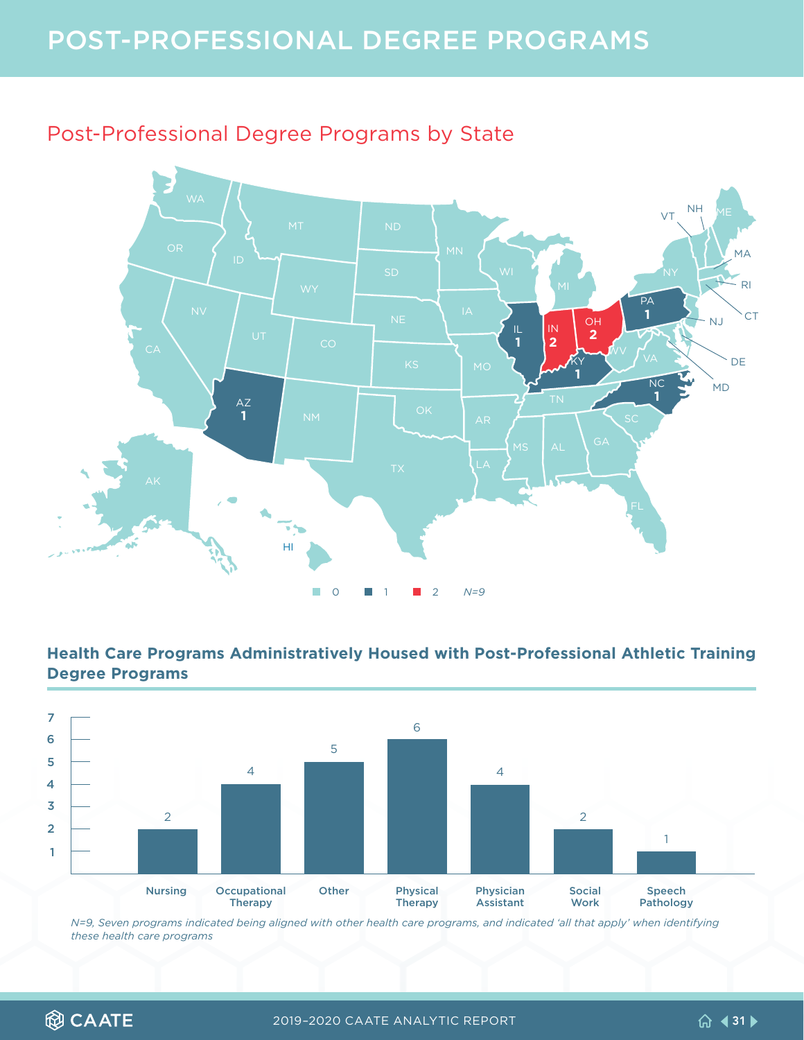# POST-PROFESSIONAL DEGREE PROGRAMS

## Post-Professional Degree Programs by State

| State | Programs |
|---|---|
| AZ | 1 |
| IL | 1 |
| IN | 2 |
| OH | 2 |
| KY | 1 |
| PA | 1 |
| NC | 1 |
| All other states | 0 |

N=9

## Health Care Programs Administratively Housed with Post-Professional Athletic Training Degree Programs

| Program | Count |
|---|---|
| Nursing | 2 |
| Occupational Therapy | 4 |
| Other | 5 |
| Physical Therapy | 6 |
| Physician Assistant | 4 |
| Social Work | 2 |
| Speech Pathology | 1 |

*N=9, Seven programs indicated being aligned with other health care programs, and indicated 'all that apply' when identifying these health care programs*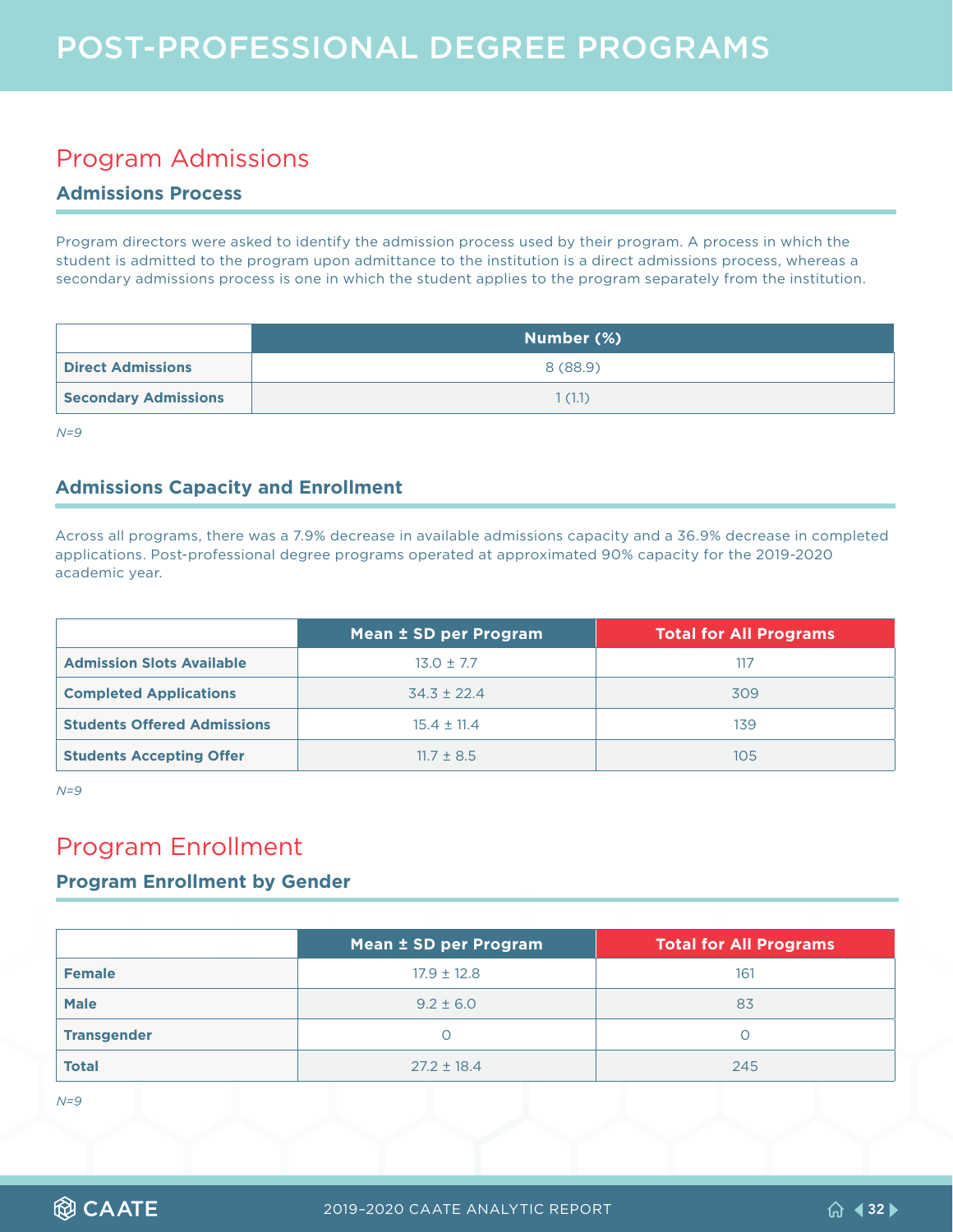# POST-PROFESSIONAL DEGREE PROGRAMS

## Program Admissions

### Admissions Process

Program directors were asked to identify the admission process used by their program. A process in which the student is admitted to the program upon admittance to the institution is a direct admissions process, whereas a secondary admissions process is one in which the student applies to the program separately from the institution.

| | Number (%) |
|---|---|
| **Direct Admissions** | 8 (88.9) |
| **Secondary Admissions** | 1 (1.1) |

*N=9*

### Admissions Capacity and Enrollment

Across all programs, there was a 7.9% decrease in available admissions capacity and a 36.9% decrease in completed applications. Post-professional degree programs operated at approximated 90% capacity for the 2019-2020 academic year.

| | Mean ± SD per Program | Total for All Programs |
|---|---|---|
| **Admission Slots Available** | 13.0 ± 7.7 | 117 |
| **Completed Applications** | 34.3 ± 22.4 | 309 |
| **Students Offered Admissions** | 15.4 ± 11.4 | 139 |
| **Students Accepting Offer** | 11.7 ± 8.5 | 105 |

*N=9*

## Program Enrollment

### Program Enrollment by Gender

| | Mean ± SD per Program | Total for All Programs |
|---|---|---|
| **Female** | 17.9 ± 12.8 | 161 |
| **Male** | 9.2 ± 6.0 | 83 |
| **Transgender** | 0 | 0 |
| **Total** | 27.2 ± 18.4 | 245 |

*N=9*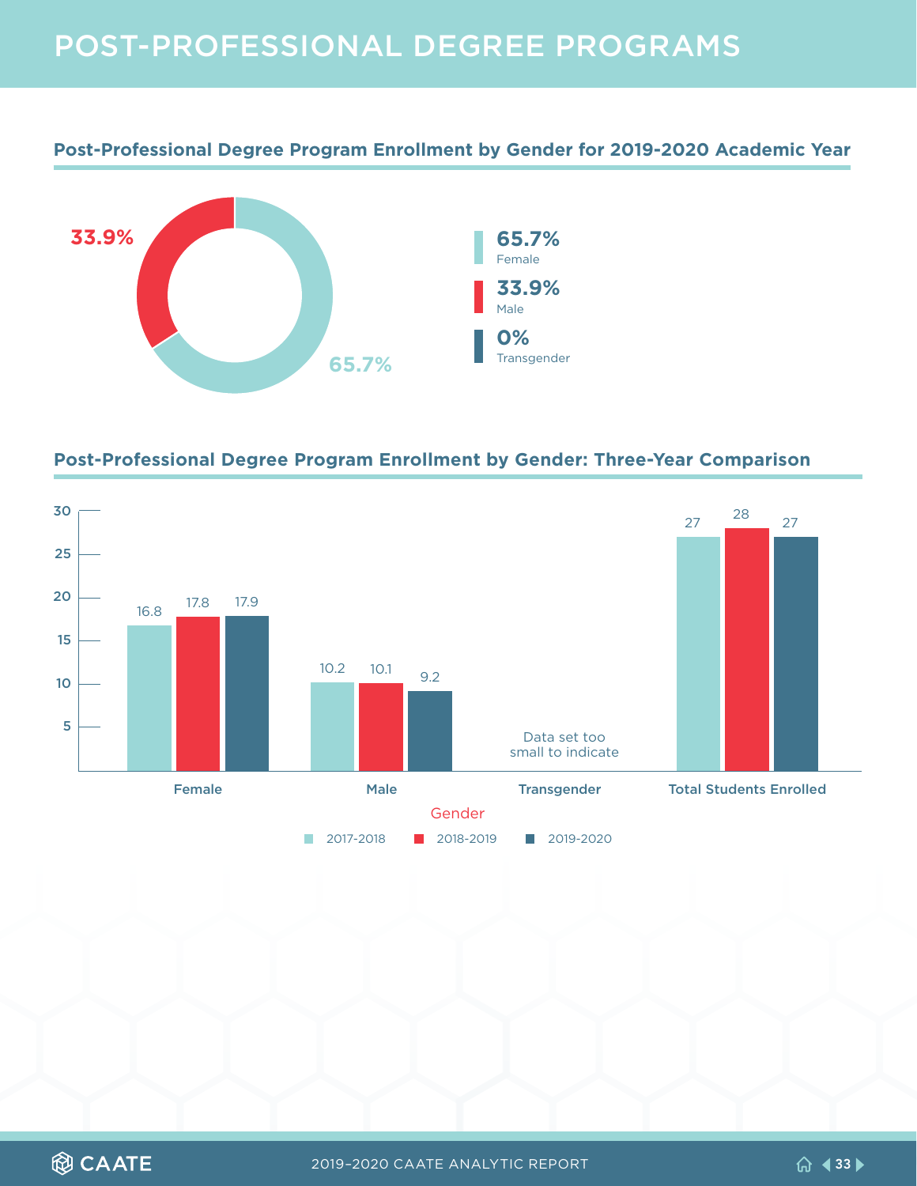# POST-PROFESSIONAL DEGREE PROGRAMS

## Post-Professional Degree Program Enrollment by Gender for 2019-2020 Academic Year

| Gender | Percentage |
|---|---|
| Female | 65.7% |
| Male | 33.9% |
| Transgender | 0% |

## Post-Professional Degree Program Enrollment by Gender: Three-Year Comparison

| Gender | 2017-2018 | 2018-2019 | 2019-2020 |
|---|---|---|---|
| Female | 16.8 | 17.8 | 17.9 |
| Male | 10.2 | 10.1 | 9.2 |
| Transgender | Data set too small to indicate | | |
| Total Students Enrolled | 27 | 28 | 27 |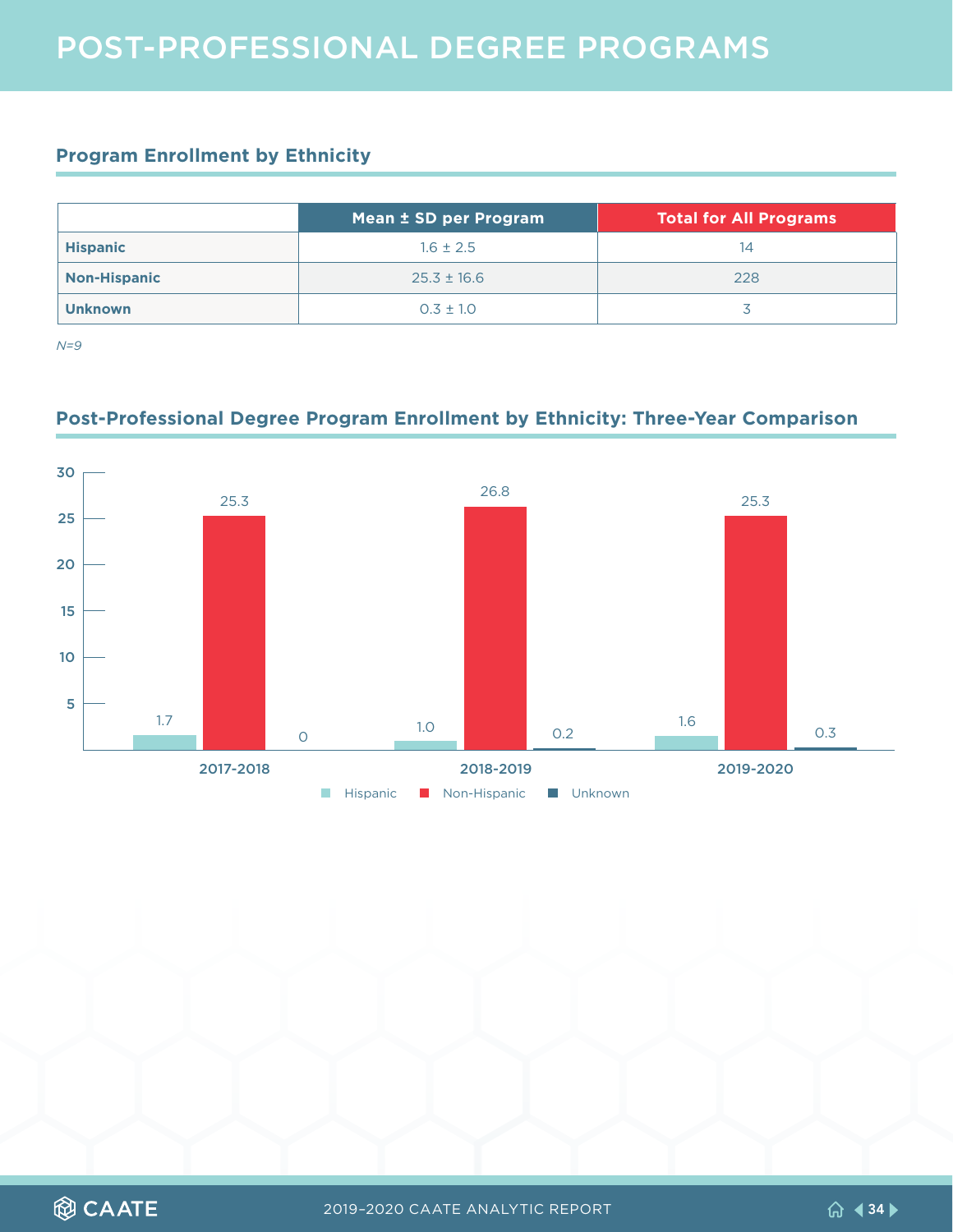# POST-PROFESSIONAL DEGREE PROGRAMS

## Program Enrollment by Ethnicity

| | Mean ± SD per Program | Total for All Programs |
|---|---|---|
| **Hispanic** | 1.6 ± 2.5 | 14 |
| **Non-Hispanic** | 25.3 ± 16.6 | 228 |
| **Unknown** | 0.3 ± 1.0 | 3 |

*N=9*

## Post-Professional Degree Program Enrollment by Ethnicity: Three-Year Comparison

| | Hispanic | Non-Hispanic | Unknown |
|---|---|---|---|
| 2017-2018 | 1.7 | 25.3 | 0 |
| 2018-2019 | 1.0 | 26.8 | 0.2 |
| 2019-2020 | 1.6 | 25.3 | 0.3 |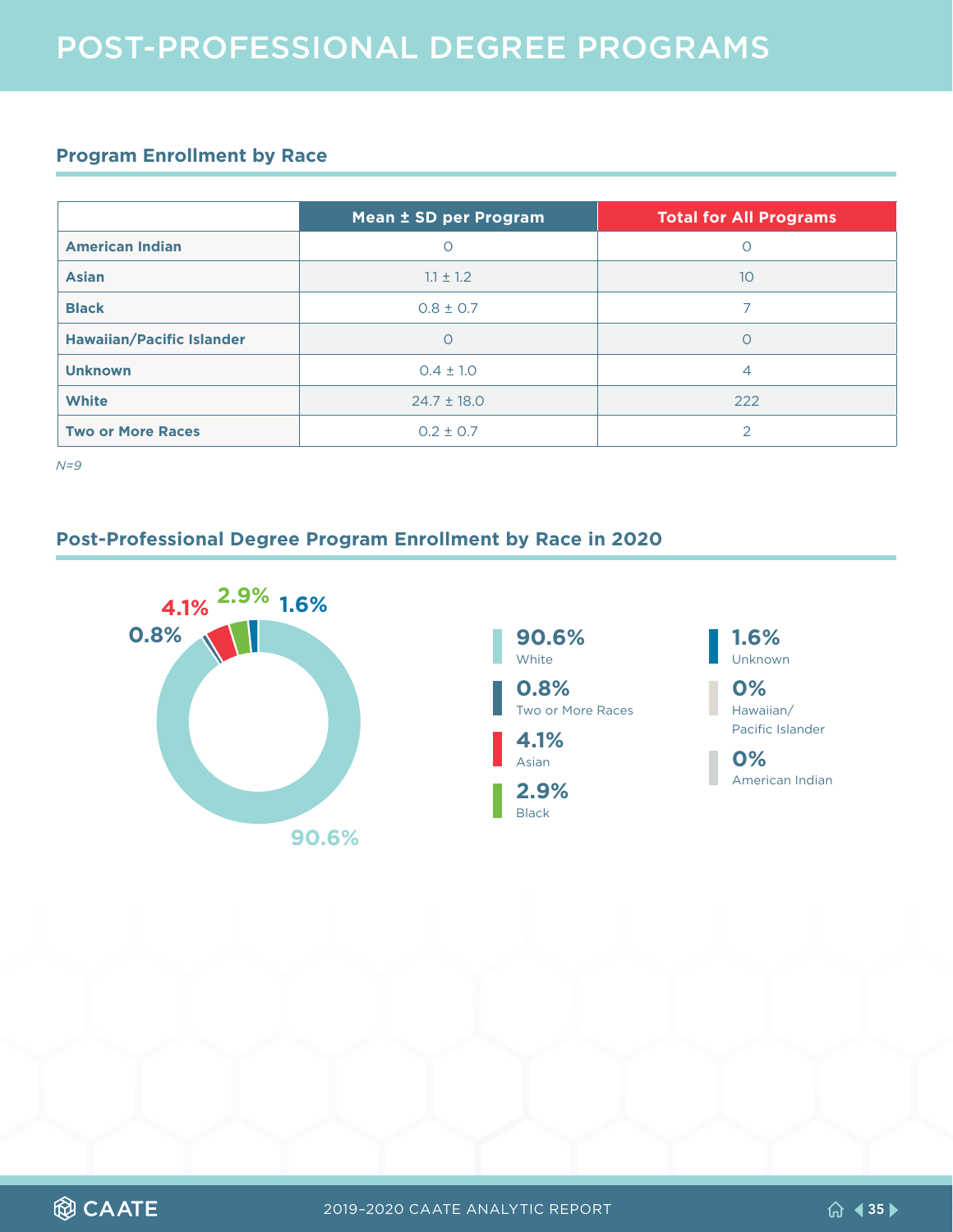# POST-PROFESSIONAL DEGREE PROGRAMS

## Program Enrollment by Race

| | Mean ± SD per Program | Total for All Programs |
|---|---|---|
| **American Indian** | 0 | 0 |
| **Asian** | 1.1 ± 1.2 | 10 |
| **Black** | 0.8 ± 0.7 | 7 |
| **Hawaiian/Pacific Islander** | 0 | 0 |
| **Unknown** | 0.4 ± 1.0 | 4 |
| **White** | 24.7 ± 18.0 | 222 |
| **Two or More Races** | 0.2 ± 0.7 | 2 |

*N=9*

## Post-Professional Degree Program Enrollment by Race in 2020

- **90.6%** White
- **0.8%** Two or More Races
- **4.1%** Asian
- **2.9%** Black
- **1.6%** Unknown
- **0%** Hawaiian/ Pacific Islander
- **0%** American Indian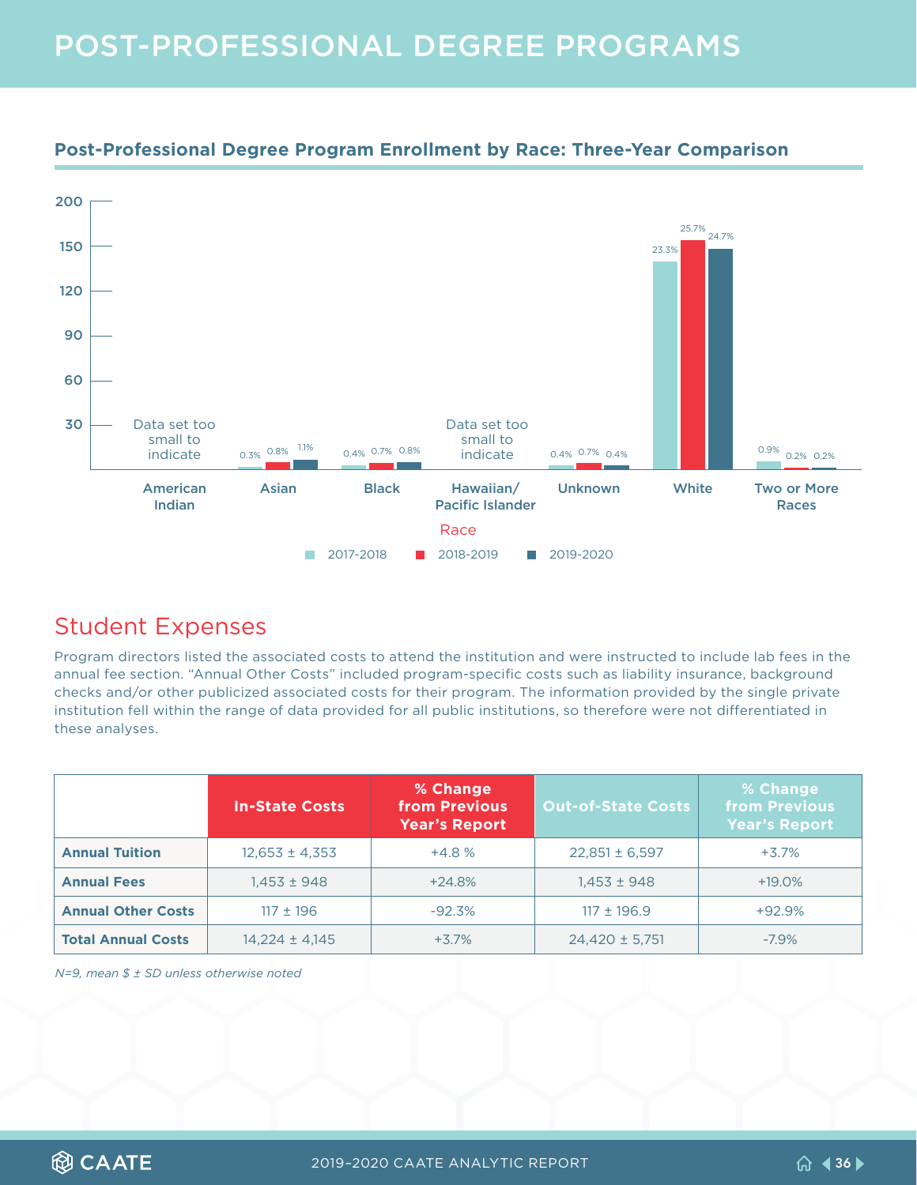# POST-PROFESSIONAL DEGREE PROGRAMS

### Post-Professional Degree Program Enrollment by Race: Three-Year Comparison

| Race | 2017-2018 | 2018-2019 | 2019-2020 |
|---|---|---|---|
| American Indian | Data set too small to indicate | | |
| Asian | 0.3% | 0.8% | 1.1% |
| Black | 0.4% | 0.7% | 0.8% |
| Hawaiian/ Pacific Islander | Data set too small to indicate | | |
| Unknown | 0.4% | 0.7% | 0.4% |
| White | 23.3% | 25.7% | 24.7% |
| Two or More Races | 0.9% | 0.2% | 0.2% |

## Student Expenses

Program directors listed the associated costs to attend the institution and were instructed to include lab fees in the annual fee section. "Annual Other Costs" included program-specific costs such as liability insurance, background checks and/or other publicized associated costs for their program. The information provided by the single private institution fell within the range of data provided for all public institutions, so therefore were not differentiated in these analyses.

| | In-State Costs | % Change from Previous Year's Report | Out-of-State Costs | % Change from Previous Year's Report |
|---|---|---|---|---|
| **Annual Tuition** | 12,653 ± 4,353 | +4.8 % | 22,851 ± 6,597 | +3.7% |
| **Annual Fees** | 1,453 ± 948 | +24.8% | 1,453 ± 948 | +19.0% |
| **Annual Other Costs** | 117 ± 196 | -92.3% | 117 ± 196.9 | +92.9% |
| **Total Annual Costs** | 14,224 ± 4,145 | +3.7% | 24,420 ± 5,751 | -7.9% |

*N=9, mean $ ± SD unless otherwise noted*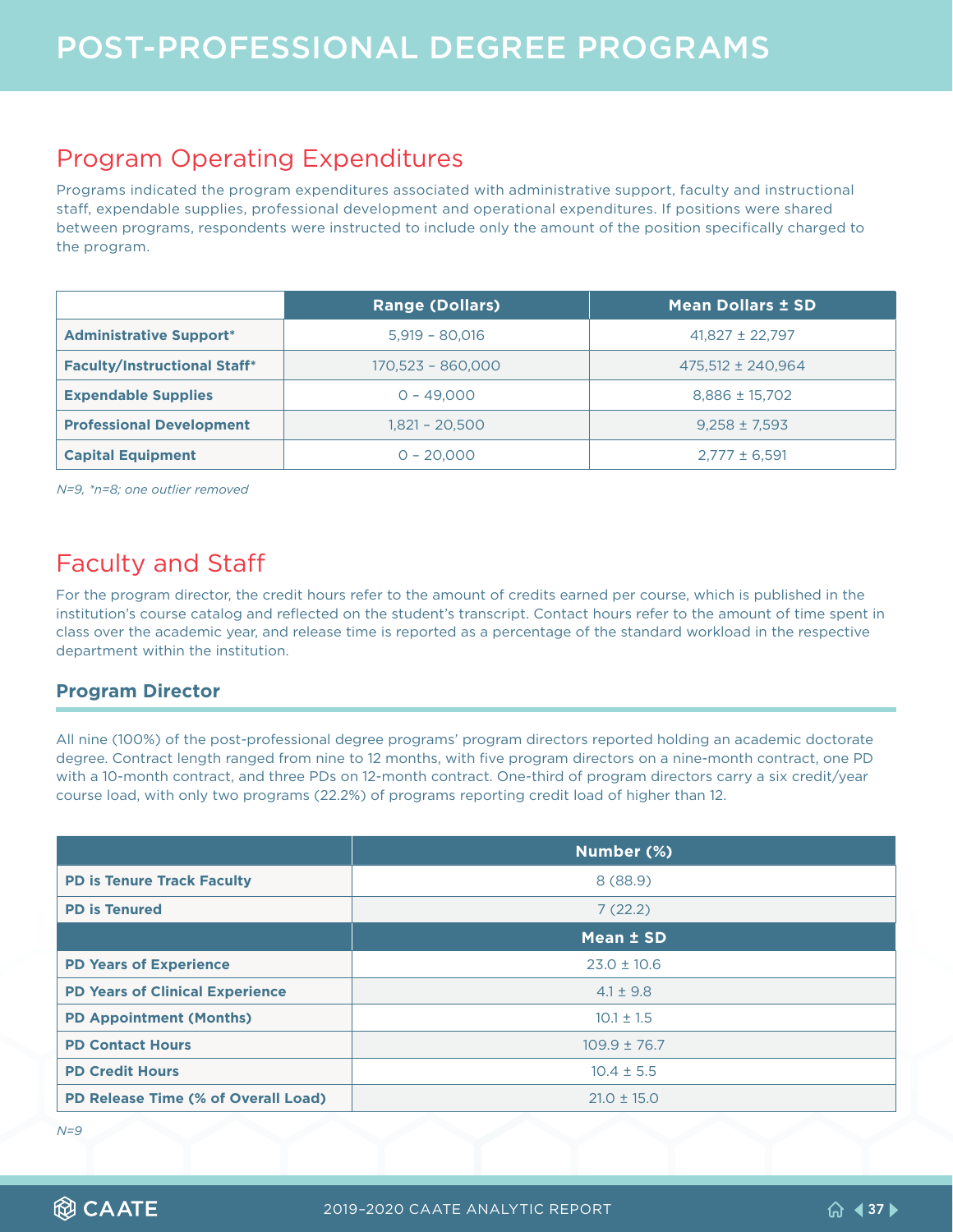# POST-PROFESSIONAL DEGREE PROGRAMS

## Program Operating Expenditures

Programs indicated the program expenditures associated with administrative support, faculty and instructional staff, expendable supplies, professional development and operational expenditures. If positions were shared between programs, respondents were instructed to include only the amount of the position specifically charged to the program.

| | Range (Dollars) | Mean Dollars ± SD |
|---|---|---|
| **Administrative Support*** | 5,919 – 80,016 | 41,827 ± 22,797 |
| **Faculty/Instructional Staff*** | 170,523 – 860,000 | 475,512 ± 240,964 |
| **Expendable Supplies** | 0 – 49,000 | 8,886 ± 15,702 |
| **Professional Development** | 1,821 – 20,500 | 9,258 ± 7,593 |
| **Capital Equipment** | 0 – 20,000 | 2,777 ± 6,591 |

*N=9, *n=8; one outlier removed*

## Faculty and Staff

For the program director, the credit hours refer to the amount of credits earned per course, which is published in the institution's course catalog and reflected on the student's transcript. Contact hours refer to the amount of time spent in class over the academic year, and release time is reported as a percentage of the standard workload in the respective department within the institution.

### Program Director

All nine (100%) of the post-professional degree programs' program directors reported holding an academic doctorate degree. Contract length ranged from nine to 12 months, with five program directors on a nine-month contract, one PD with a 10-month contract, and three PDs on 12-month contract. One-third of program directors carry a six credit/year course load, with only two programs (22.2%) of programs reporting credit load of higher than 12.

| | Number (%) |
|---|---|
| **PD is Tenure Track Faculty** | 8 (88.9) |
| **PD is Tenured** | 7 (22.2) |
| | **Mean ± SD** |
| **PD Years of Experience** | 23.0 ± 10.6 |
| **PD Years of Clinical Experience** | 4.1 ± 9.8 |
| **PD Appointment (Months)** | 10.1 ± 1.5 |
| **PD Contact Hours** | 109.9 ± 76.7 |
| **PD Credit Hours** | 10.4 ± 5.5 |
| **PD Release Time (% of Overall Load)** | 21.0 ± 15.0 |

*N=9*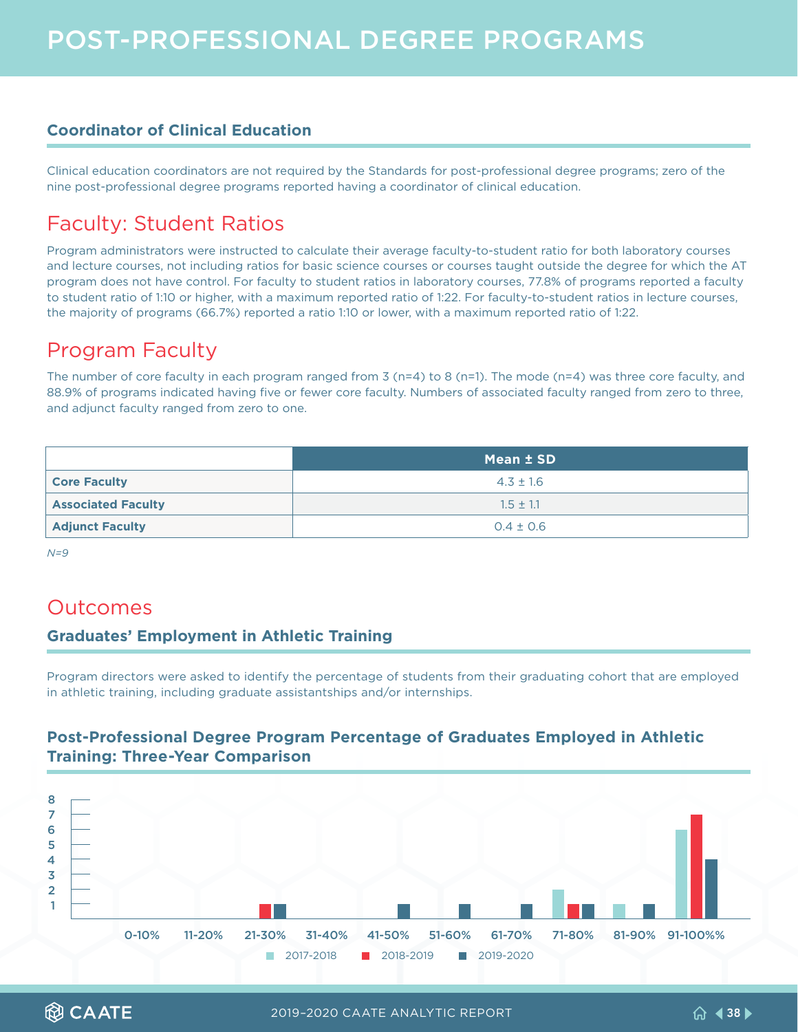# POST-PROFESSIONAL DEGREE PROGRAMS

### Coordinator of Clinical Education

Clinical education coordinators are not required by the Standards for post-professional degree programs; zero of the nine post-professional degree programs reported having a coordinator of clinical education.

## Faculty: Student Ratios

Program administrators were instructed to calculate their average faculty-to-student ratio for both laboratory courses and lecture courses, not including ratios for basic science courses or courses taught outside the degree for which the AT program does not have control. For faculty to student ratios in laboratory courses, 77.8% of programs reported a faculty to student ratio of 1:10 or higher, with a maximum reported ratio of 1:22. For faculty-to-student ratios in lecture courses, the majority of programs (66.7%) reported a ratio 1:10 or lower, with a maximum reported ratio of 1:22.

## Program Faculty

The number of core faculty in each program ranged from 3 (n=4) to 8 (n=1). The mode (n=4) was three core faculty, and 88.9% of programs indicated having five or fewer core faculty. Numbers of associated faculty ranged from zero to three, and adjunct faculty ranged from zero to one.

| | Mean ± SD |
|---|---|
| **Core Faculty** | 4.3 ± 1.6 |
| **Associated Faculty** | 1.5 ± 1.1 |
| **Adjunct Faculty** | 0.4 ± 0.6 |

*N=9*

## Outcomes

### Graduates' Employment in Athletic Training

Program directors were asked to identify the percentage of students from their graduating cohort that are employed in athletic training, including graduate assistantships and/or internships.

### Post-Professional Degree Program Percentage of Graduates Employed in Athletic Training: Three-Year Comparison

| | 2017-2018 | 2018-2019 | 2019-2020 |
|---|---|---|---|
| 0-10% | 0 | 0 | 0 |
| 11-20% | 0 | 0 | 0 |
| 21-30% | 0 | 1 | 1 |
| 31-40% | 0 | 0 | 0 |
| 41-50% | 0 | 0 | 1 |
| 51-60% | 0 | 0 | 1 |
| 61-70% | 0 | 0 | 1 |
| 71-80% | 2 | 1 | 1 |
| 81-90% | 1 | 0 | 1 |
| 91-100%% | 6 | 7 | 4 |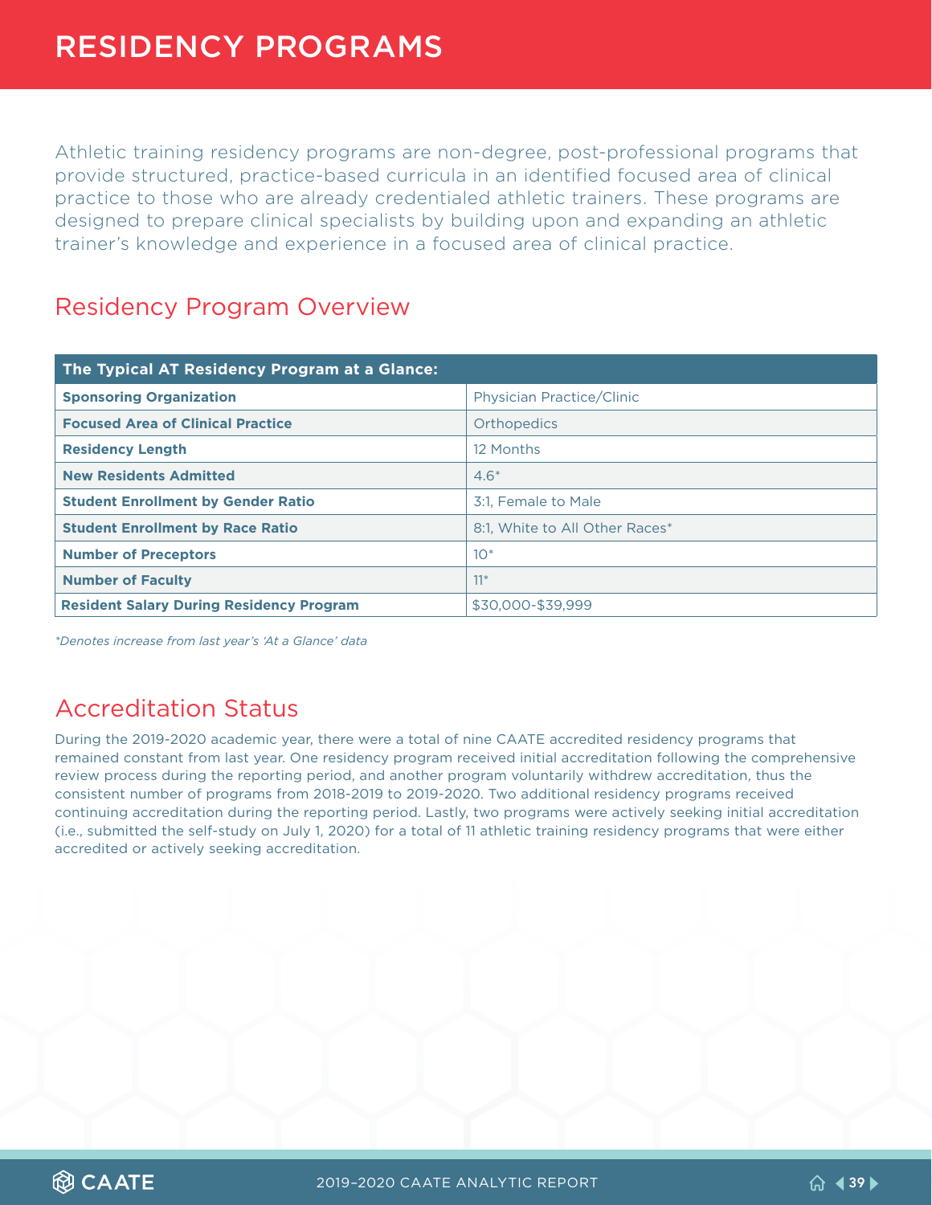# RESIDENCY PROGRAMS

Athletic training residency programs are non-degree, post-professional programs that provide structured, practice-based curricula in an identified focused area of clinical practice to those who are already credentialed athletic trainers. These programs are designed to prepare clinical specialists by building upon and expanding an athletic trainer's knowledge and experience in a focused area of clinical practice.

## Residency Program Overview

| The Typical AT Residency Program at a Glance: | |
|---|---|
| **Sponsoring Organization** | Physician Practice/Clinic |
| **Focused Area of Clinical Practice** | Orthopedics |
| **Residency Length** | 12 Months |
| **New Residents Admitted** | 4.6* |
| **Student Enrollment by Gender Ratio** | 3:1, Female to Male |
| **Student Enrollment by Race Ratio** | 8:1, White to All Other Races* |
| **Number of Preceptors** | 10* |
| **Number of Faculty** | 11* |
| **Resident Salary During Residency Program** | $30,000-$39,999 |

*\*Denotes increase from last year's 'At a Glance' data*

## Accreditation Status

During the 2019-2020 academic year, there were a total of nine CAATE accredited residency programs that remained constant from last year. One residency program received initial accreditation following the comprehensive review process during the reporting period, and another program voluntarily withdrew accreditation, thus the consistent number of programs from 2018-2019 to 2019-2020. Two additional residency programs received continuing accreditation during the reporting period. Lastly, two programs were actively seeking initial accreditation (i.e., submitted the self-study on July 1, 2020) for a total of 11 athletic training residency programs that were either accredited or actively seeking accreditation.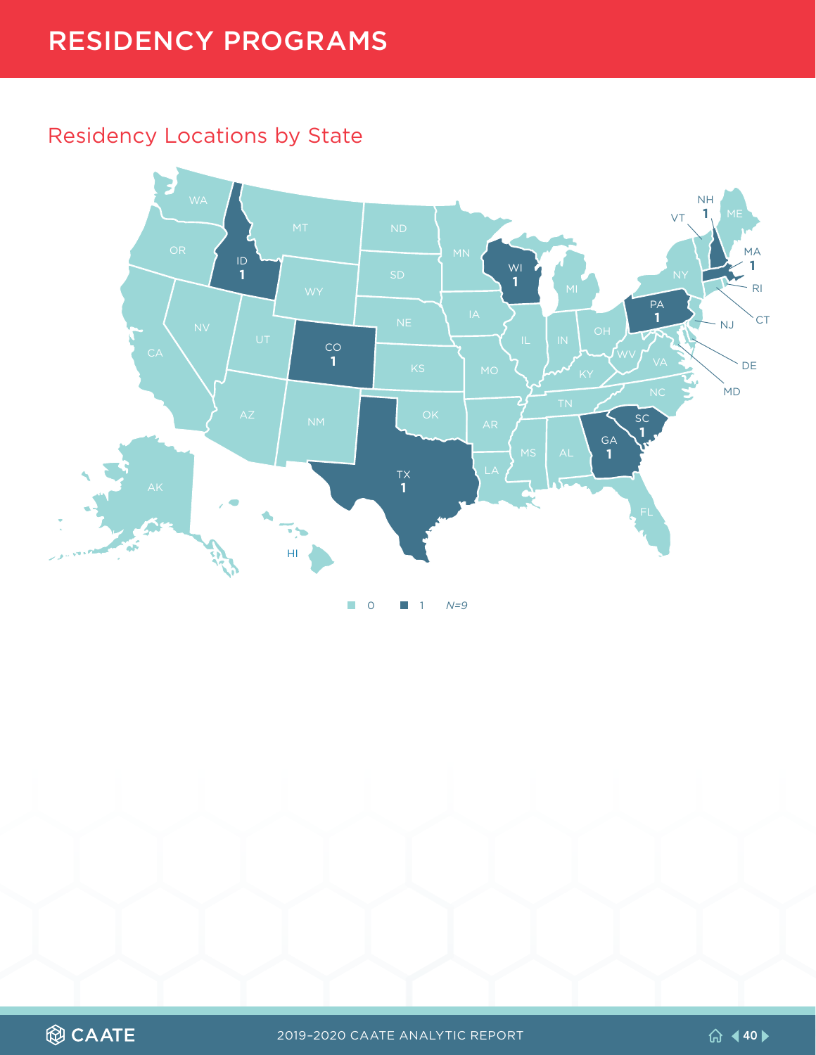# RESIDENCY PROGRAMS

## Residency Locations by State

| State | Residency Programs |
|---|---|
| ID | 1 |
| CO | 1 |
| TX | 1 |
| WI | 1 |
| PA | 1 |
| NH | 1 |
| MA | 1 |
| SC | 1 |
| GA | 1 |

■ 0 ■ 1 *N=9*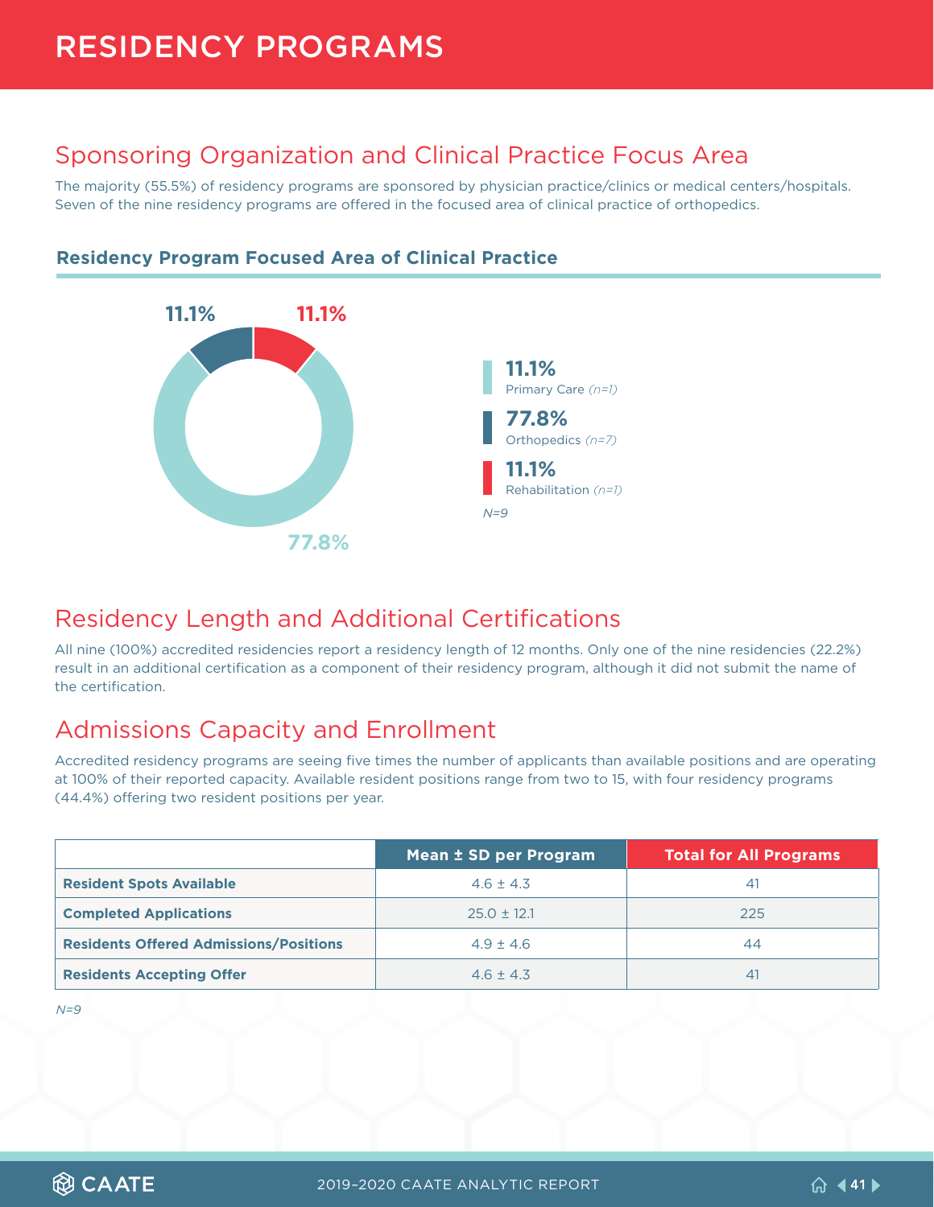# RESIDENCY PROGRAMS

## Sponsoring Organization and Clinical Practice Focus Area

The majority (55.5%) of residency programs are sponsored by physician practice/clinics or medical centers/hospitals. Seven of the nine residency programs are offered in the focused area of clinical practice of orthopedics.

### Residency Program Focused Area of Clinical Practice

11.1% Primary Care *(n=1)*

77.8% Orthopedics *(n=7)*

11.1% Rehabilitation *(n=1)*

*N=9*

## Residency Length and Additional Certifications

All nine (100%) accredited residencies report a residency length of 12 months. Only one of the nine residencies (22.2%) result in an additional certification as a component of their residency program, although it did not submit the name of the certification.

## Admissions Capacity and Enrollment

Accredited residency programs are seeing five times the number of applicants than available positions and are operating at 100% of their reported capacity. Available resident positions range from two to 15, with four residency programs (44.4%) offering two resident positions per year.

| | Mean ± SD per Program | Total for All Programs |
|---|---|---|
| **Resident Spots Available** | 4.6 ± 4.3 | 41 |
| **Completed Applications** | 25.0 ± 12.1 | 225 |
| **Residents Offered Admissions/Positions** | 4.9 ± 4.6 | 44 |
| **Residents Accepting Offer** | 4.6 ± 4.3 | 41 |

*N=9*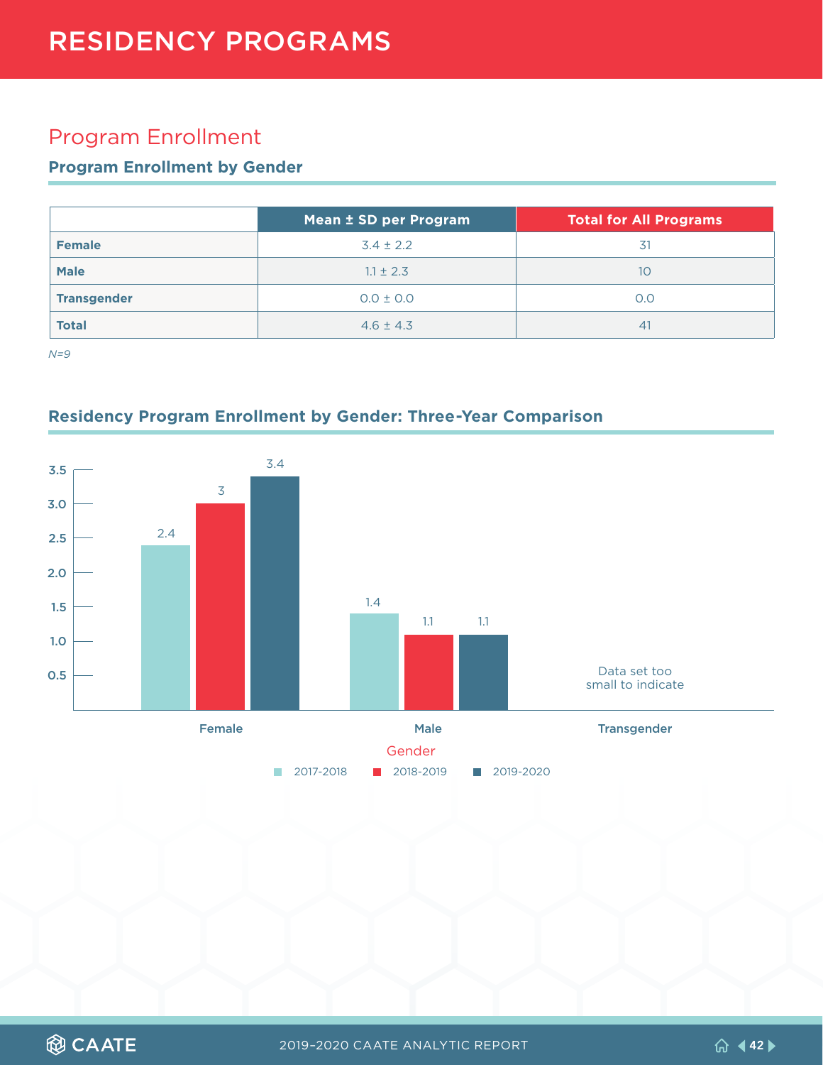# RESIDENCY PROGRAMS

## Program Enrollment

### Program Enrollment by Gender

| | Mean ± SD per Program | Total for All Programs |
|---|---|---|
| **Female** | 3.4 ± 2.2 | 31 |
| **Male** | 1.1 ± 2.3 | 10 |
| **Transgender** | 0.0 ± 0.0 | 0.0 |
| **Total** | 4.6 ± 4.3 | 41 |

*N=9*

### Residency Program Enrollment by Gender: Three-Year Comparison

| Gender | 2017-2018 | 2018-2019 | 2019-2020 |
|---|---|---|---|
| Female | 2.4 | 3 | 3.4 |
| Male | 1.4 | 1.1 | 1.1 |
| Transgender | Data set too small to indicate | | |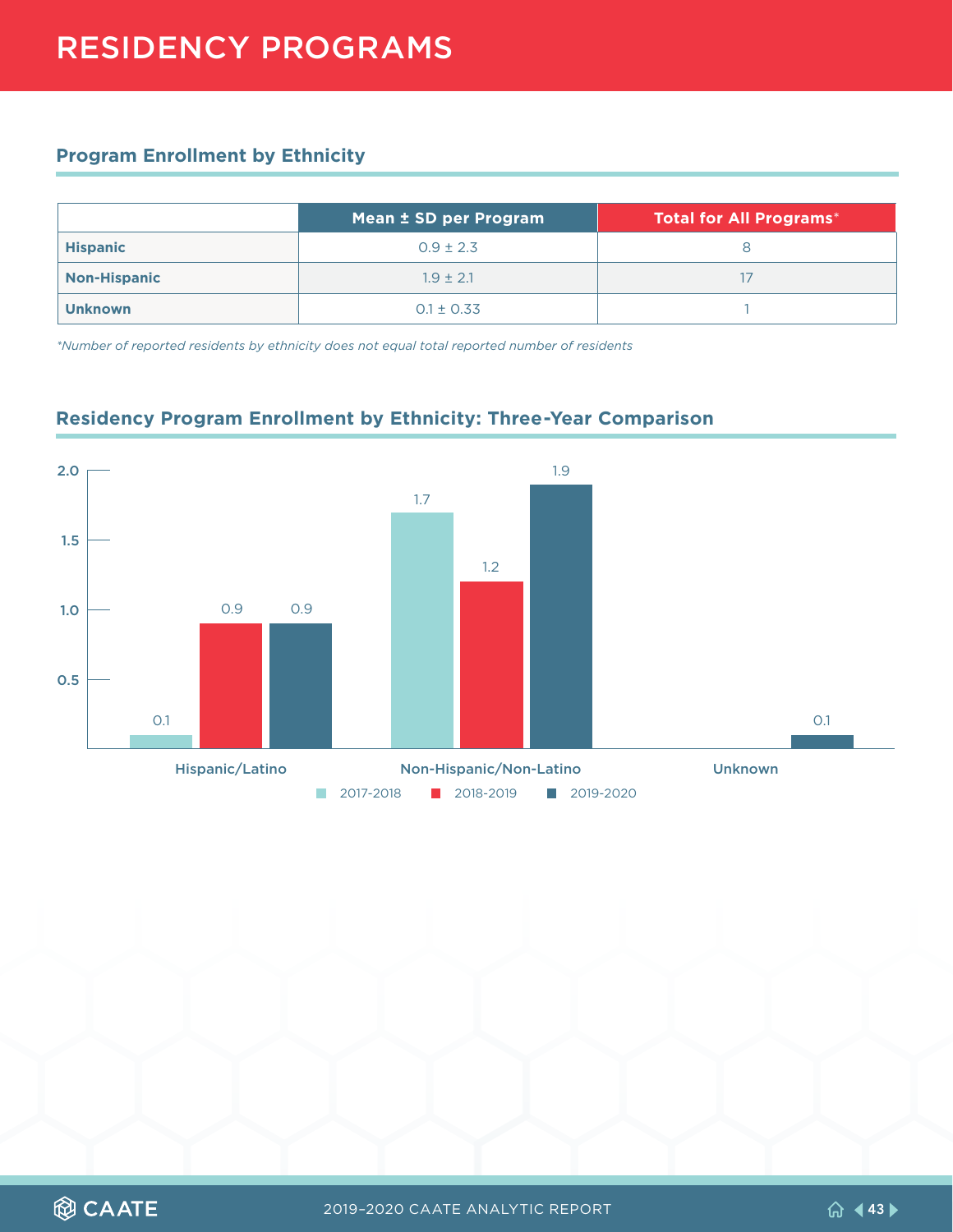# RESIDENCY PROGRAMS

## Program Enrollment by Ethnicity

| | Mean ± SD per Program | Total for All Programs* |
|---|---|---|
| **Hispanic** | 0.9 ± 2.3 | 8 |
| **Non-Hispanic** | 1.9 ± 2.1 | 17 |
| **Unknown** | 0.1 ± 0.33 | 1 |

*Number of reported residents by ethnicity does not equal total reported number of residents*

## Residency Program Enrollment by Ethnicity: Three-Year Comparison

| | 2017-2018 | 2018-2019 | 2019-2020 |
|---|---|---|---|
| Hispanic/Latino | 0.1 | 0.9 | 0.9 |
| Non-Hispanic/Non-Latino | 1.7 | 1.2 | 1.9 |
| Unknown | | | 0.1 |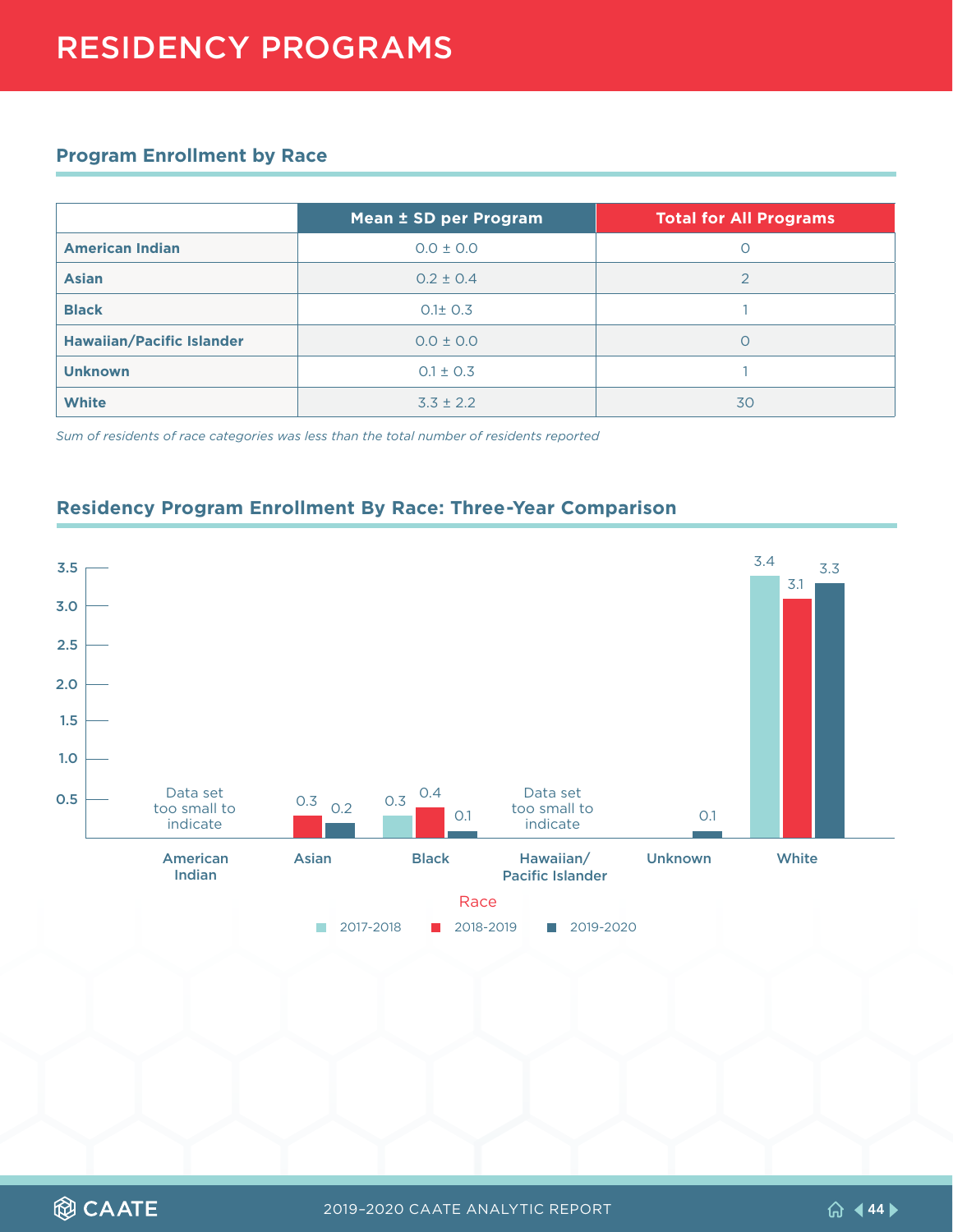# RESIDENCY PROGRAMS

## Program Enrollment by Race

| | Mean ± SD per Program | Total for All Programs |
|---|---|---|
| **American Indian** | 0.0 ± 0.0 | 0 |
| **Asian** | 0.2 ± 0.4 | 2 |
| **Black** | 0.1± 0.3 | 1 |
| **Hawaiian/Pacific Islander** | 0.0 ± 0.0 | 0 |
| **Unknown** | 0.1 ± 0.3 | 1 |
| **White** | 3.3 ± 2.2 | 30 |

*Sum of residents of race categories was less than the total number of residents reported*

## Residency Program Enrollment By Race: Three-Year Comparison

| Race | 2017-2018 | 2018-2019 | 2019-2020 |
|---|---|---|---|
| American Indian | Data set too small to indicate | | |
| Asian | | 0.3 | 0.2 |
| Black | 0.3 | 0.4 | 0.1 |
| Hawaiian/Pacific Islander | Data set too small to indicate | | |
| Unknown | | | 0.1 |
| White | 3.4 | 3.1 | 3.3 |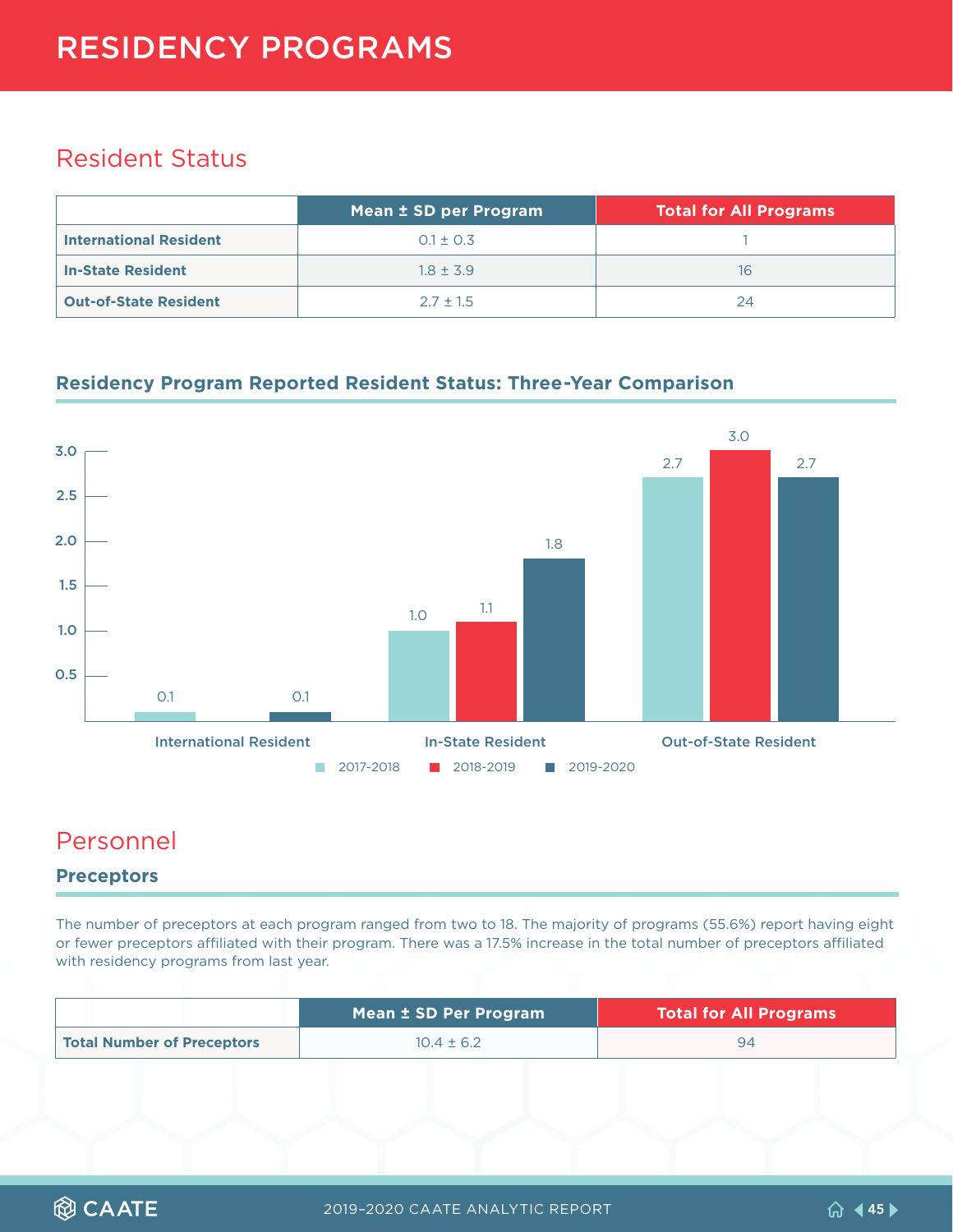# RESIDENCY PROGRAMS

## Resident Status

| | Mean ± SD per Program | Total for All Programs |
|---|---|---|
| **International Resident** | 0.1 ± 0.3 | 1 |
| **In-State Resident** | 1.8 ± 3.9 | 16 |
| **Out-of-State Resident** | 2.7 ± 1.5 | 24 |

### Residency Program Reported Resident Status: Three-Year Comparison

| | 2017-2018 | 2018-2019 | 2019-2020 |
|---|---|---|---|
| International Resident | 0.1 | | 0.1 |
| In-State Resident | 1.0 | 1.1 | 1.8 |
| Out-of-State Resident | 2.7 | 3.0 | 2.7 |

## Personnel

### Preceptors

The number of preceptors at each program ranged from two to 18. The majority of programs (55.6%) report having eight or fewer preceptors affiliated with their program. There was a 17.5% increase in the total number of preceptors affiliated with residency programs from last year.

| | Mean ± SD Per Program | Total for All Programs |
|---|---|---|
| **Total Number of Preceptors** | 10.4 ± 6.2 | 94 |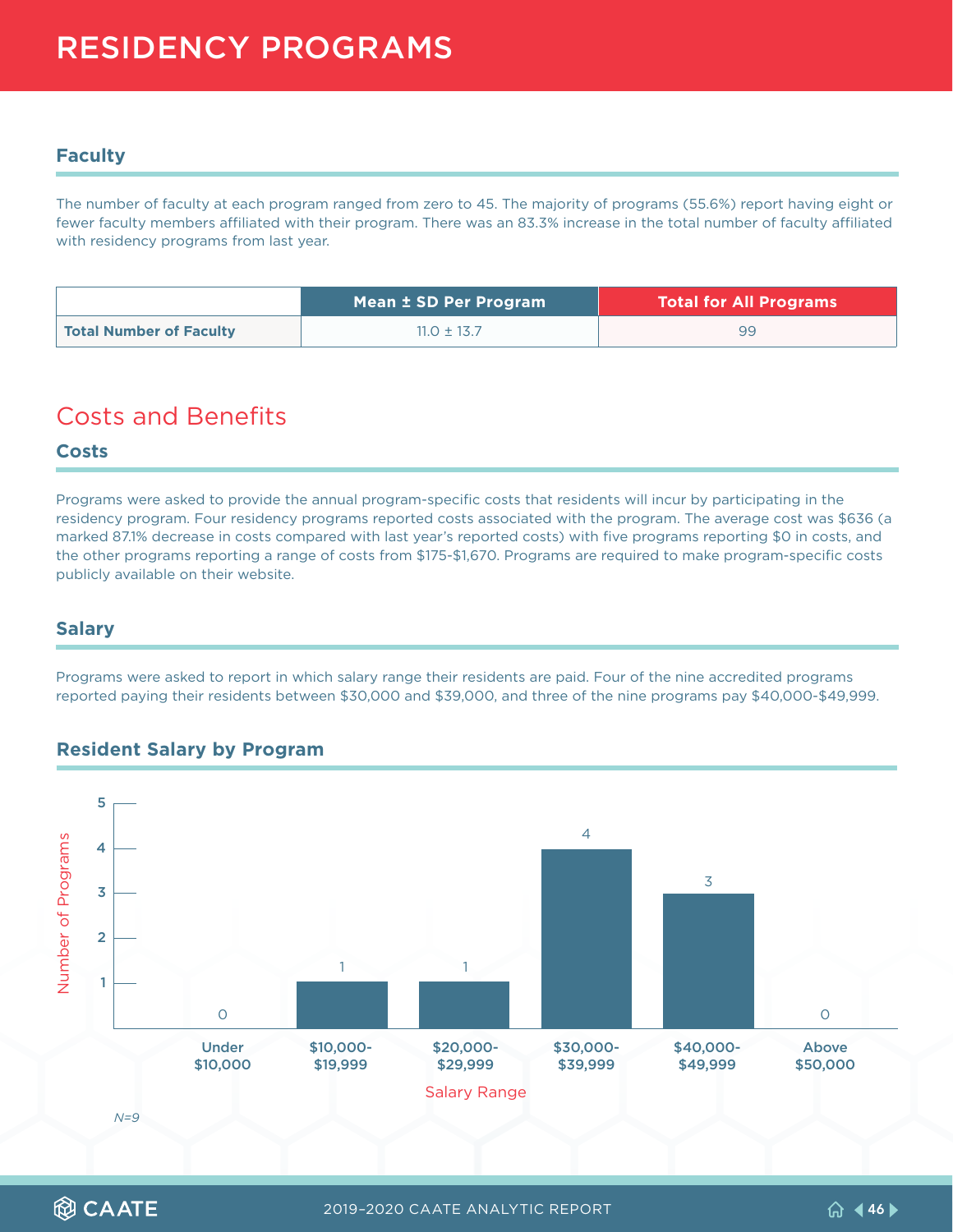# RESIDENCY PROGRAMS

### Faculty

The number of faculty at each program ranged from zero to 45. The majority of programs (55.6%) report having eight or fewer faculty members affiliated with their program. There was an 83.3% increase in the total number of faculty affiliated with residency programs from last year.

| | Mean ± SD Per Program | Total for All Programs |
|---|---|---|
| **Total Number of Faculty** | 11.0 ± 13.7 | 99 |

## Costs and Benefits

### Costs

Programs were asked to provide the annual program-specific costs that residents will incur by participating in the residency program. Four residency programs reported costs associated with the program. The average cost was $636 (a marked 87.1% decrease in costs compared with last year's reported costs) with five programs reporting $0 in costs, and the other programs reporting a range of costs from $175-$1,670. Programs are required to make program-specific costs publicly available on their website.

### Salary

Programs were asked to report in which salary range their residents are paid. Four of the nine accredited programs reported paying their residents between $30,000 and $39,000, and three of the nine programs pay $40,000-$49,999.

### Resident Salary by Program

| Salary Range | Number of Programs |
|---|---|
| Under $10,000 | 0 |
| $10,000-$19,999 | 1 |
| $20,000-$29,999 | 1 |
| $30,000-$39,999 | 4 |
| $40,000-$49,999 | 3 |
| Above $50,000 | 0 |

*N=9*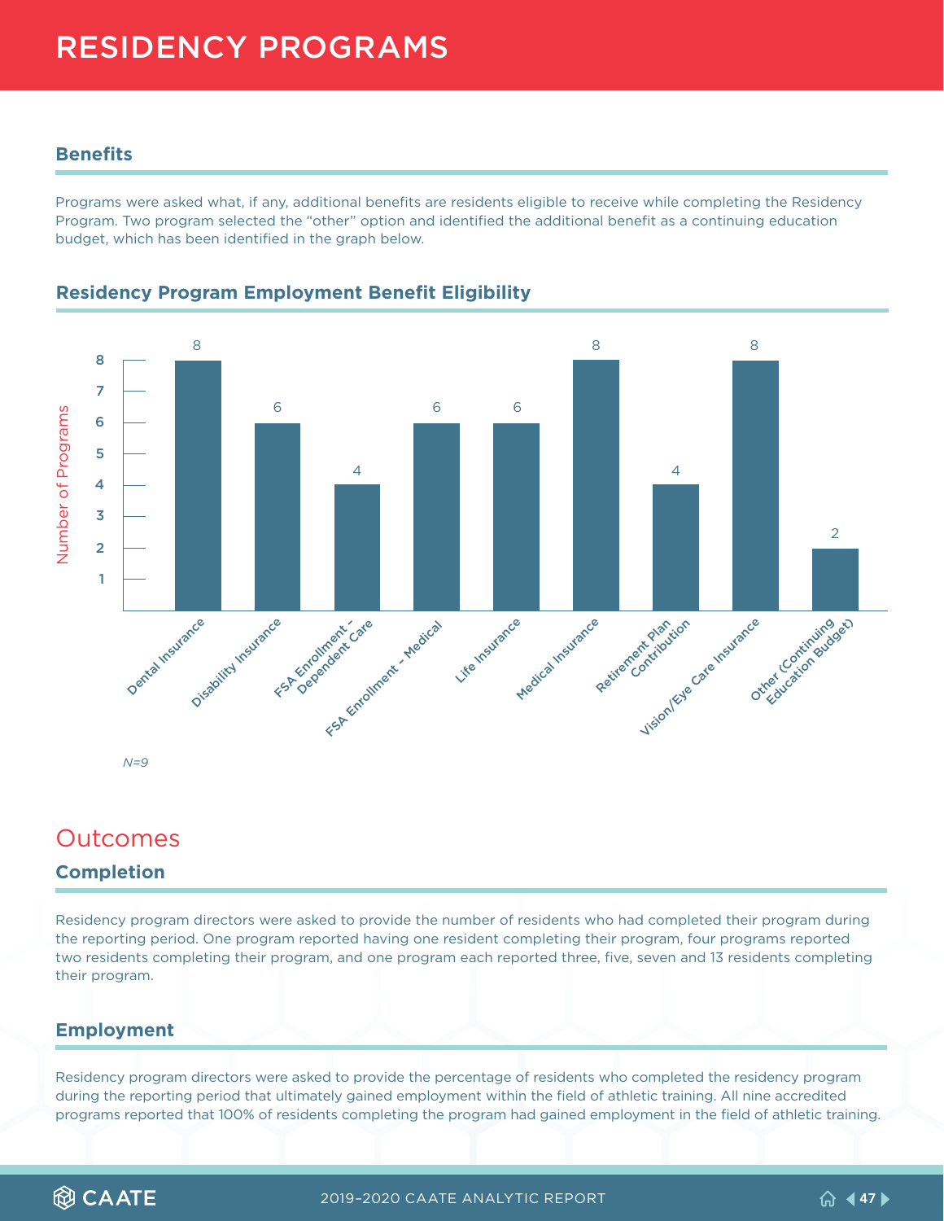# RESIDENCY PROGRAMS

## Benefits

Programs were asked what, if any, additional benefits are residents eligible to receive while completing the Residency Program. Two program selected the "other" option and identified the additional benefit as a continuing education budget, which has been identified in the graph below.

### Residency Program Employment Benefit Eligibility

| Benefit | Number of Programs |
|---|---|
| Dental Insurance | 8 |
| Disability Insurance | 6 |
| FSA Enrollment – Dependent Care | 4 |
| FSA Enrollment – Medical | 6 |
| Life Insurance | 6 |
| Medical Insurance | 8 |
| Retirement Plan Contribution | 4 |
| Vision/Eye Care Insurance | 8 |
| Other (Continuing Education Budget) | 2 |

*N=9*

# Outcomes

## Completion

Residency program directors were asked to provide the number of residents who had completed their program during the reporting period. One program reported having one resident completing their program, four programs reported two residents completing their program, and one program each reported three, five, seven and 13 residents completing their program.

## Employment

Residency program directors were asked to provide the percentage of residents who completed the residency program during the reporting period that ultimately gained employment within the field of athletic training. All nine accredited programs reported that 100% of residents completing the program had gained employment in the field of athletic training.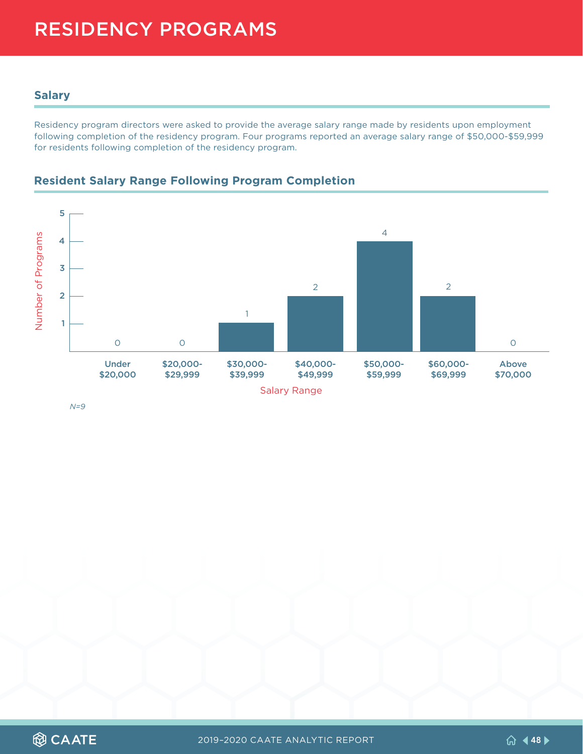# RESIDENCY PROGRAMS

## Salary

Residency program directors were asked to provide the average salary range made by residents upon employment following completion of the residency program. Four programs reported an average salary range of $50,000-$59,999 for residents following completion of the residency program.

### Resident Salary Range Following Program Completion

| Salary Range | Number of Programs |
|---|---|
| Under $20,000 | 0 |
| $20,000-$29,999 | 0 |
| $30,000-$39,999 | 1 |
| $40,000-$49,999 | 2 |
| $50,000-$59,999 | 4 |
| $60,000-$69,999 | 2 |
| Above $70,000 | 0 |

*N=9*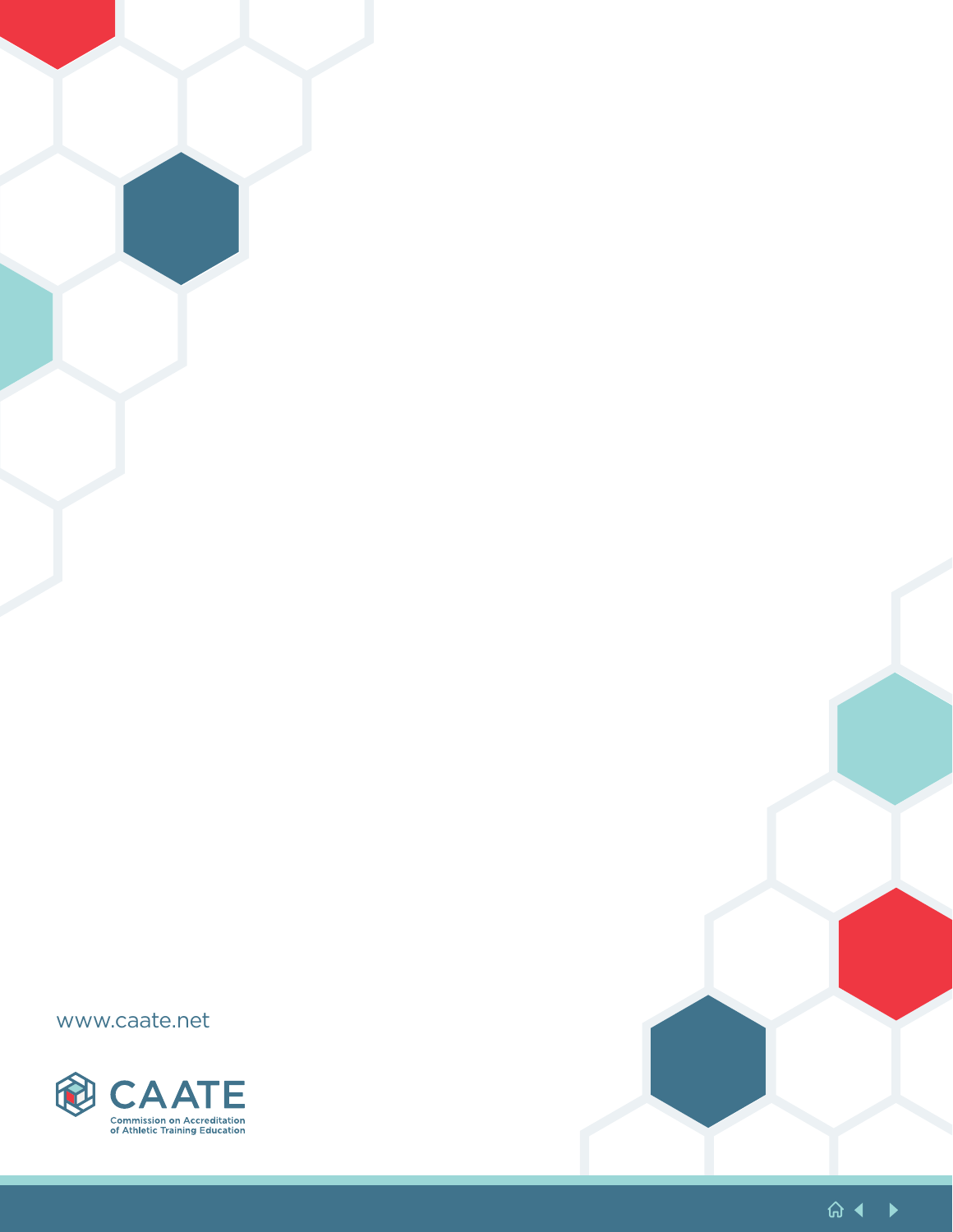www.caate.net

CAATE

Commission on Accreditation of Athletic Training Education